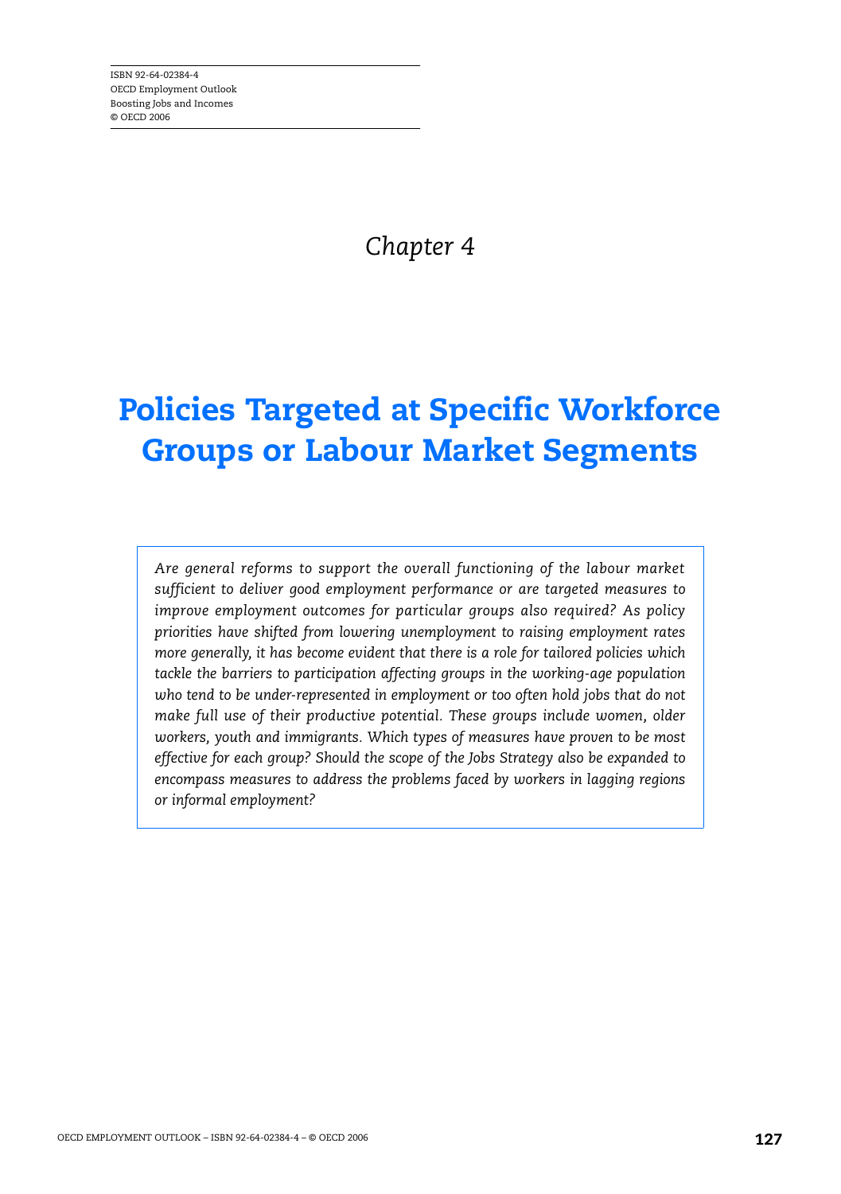ISBN 92-64-02384-4
OECD Employment Outlook
Boosting Jobs and Incomes
© OECD 2006

*Chapter 4*

# Policies Targeted at Specific Workforce Groups or Labour Market Segments

*Are general reforms to support the overall functioning of the labour market sufficient to deliver good employment performance or are targeted measures to improve employment outcomes for particular groups also required? As policy priorities have shifted from lowering unemployment to raising employment rates more generally, it has become evident that there is a role for tailored policies which tackle the barriers to participation affecting groups in the working-age population who tend to be under-represented in employment or too often hold jobs that do not make full use of their productive potential. These groups include women, older workers, youth and immigrants. Which types of measures have proven to be most effective for each group? Should the scope of the Jobs Strategy also be expanded to encompass measures to address the problems faced by workers in lagging regions or informal employment?*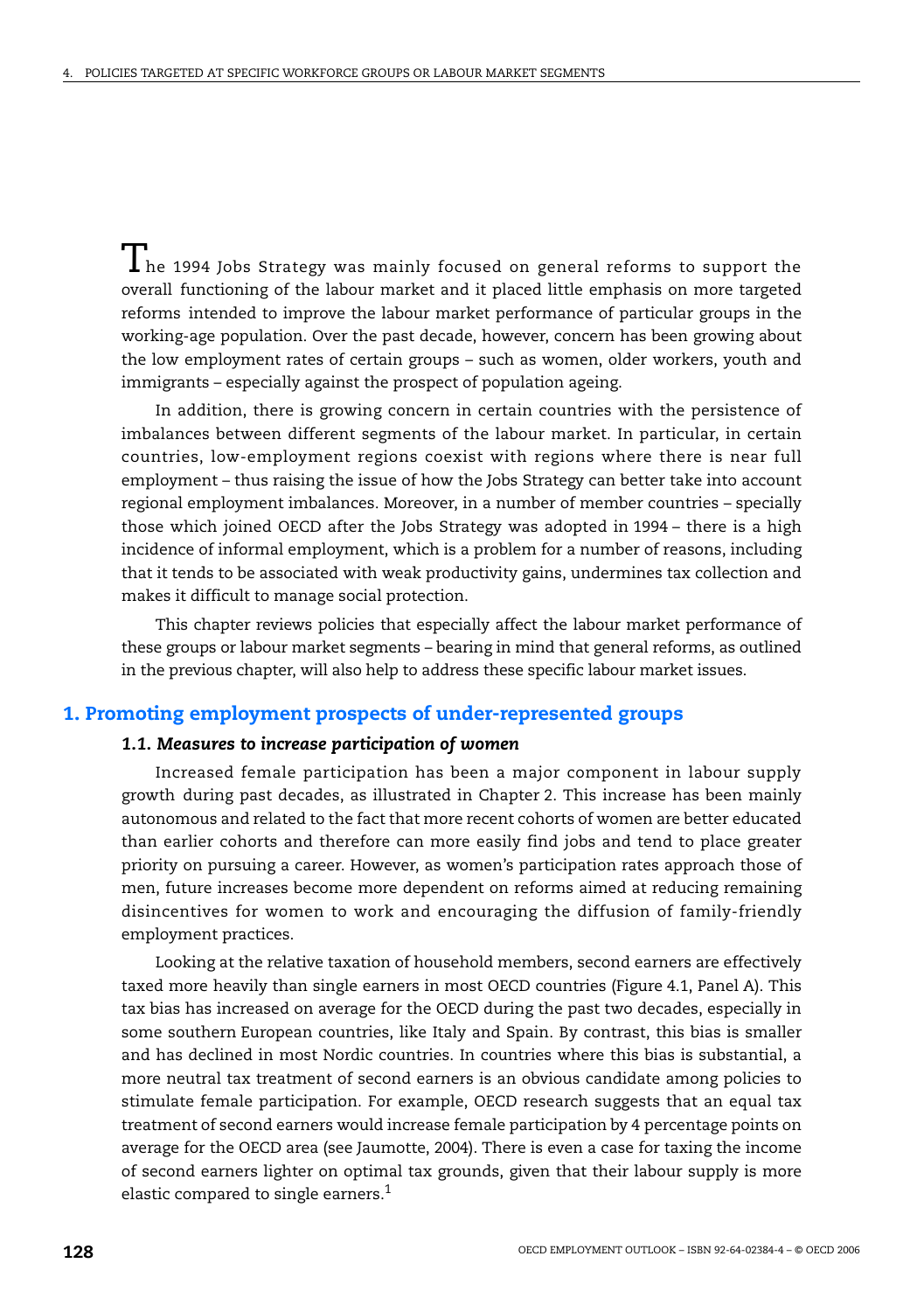The 1994 Jobs Strategy was mainly focused on general reforms to support the overall functioning of the labour market and it placed little emphasis on more targeted reforms intended to improve the labour market performance of particular groups in the working-age population. Over the past decade, however, concern has been growing about the low employment rates of certain groups – such as women, older workers, youth and immigrants – especially against the prospect of population ageing.

In addition, there is growing concern in certain countries with the persistence of imbalances between different segments of the labour market. In particular, in certain countries, low-employment regions coexist with regions where there is near full employment – thus raising the issue of how the Jobs Strategy can better take into account regional employment imbalances. Moreover, in a number of member countries – specially those which joined OECD after the Jobs Strategy was adopted in 1994 – there is a high incidence of informal employment, which is a problem for a number of reasons, including that it tends to be associated with weak productivity gains, undermines tax collection and makes it difficult to manage social protection.

This chapter reviews policies that especially affect the labour market performance of these groups or labour market segments – bearing in mind that general reforms, as outlined in the previous chapter, will also help to address these specific labour market issues.

## 1. Promoting employment prospects of under-represented groups

### *1.1. Measures to increase participation of women*

Increased female participation has been a major component in labour supply growth during past decades, as illustrated in Chapter 2. This increase has been mainly autonomous and related to the fact that more recent cohorts of women are better educated than earlier cohorts and therefore can more easily find jobs and tend to place greater priority on pursuing a career. However, as women's participation rates approach those of men, future increases become more dependent on reforms aimed at reducing remaining disincentives for women to work and encouraging the diffusion of family-friendly employment practices.

Looking at the relative taxation of household members, second earners are effectively taxed more heavily than single earners in most OECD countries (Figure 4.1, Panel A). This tax bias has increased on average for the OECD during the past two decades, especially in some southern European countries, like Italy and Spain. By contrast, this bias is smaller and has declined in most Nordic countries. In countries where this bias is substantial, a more neutral tax treatment of second earners is an obvious candidate among policies to stimulate female participation. For example, OECD research suggests that an equal tax treatment of second earners would increase female participation by 4 percentage points on average for the OECD area (see Jaumotte, 2004). There is even a case for taxing the income of second earners lighter on optimal tax grounds, given that their labour supply is more elastic compared to single earners.[1]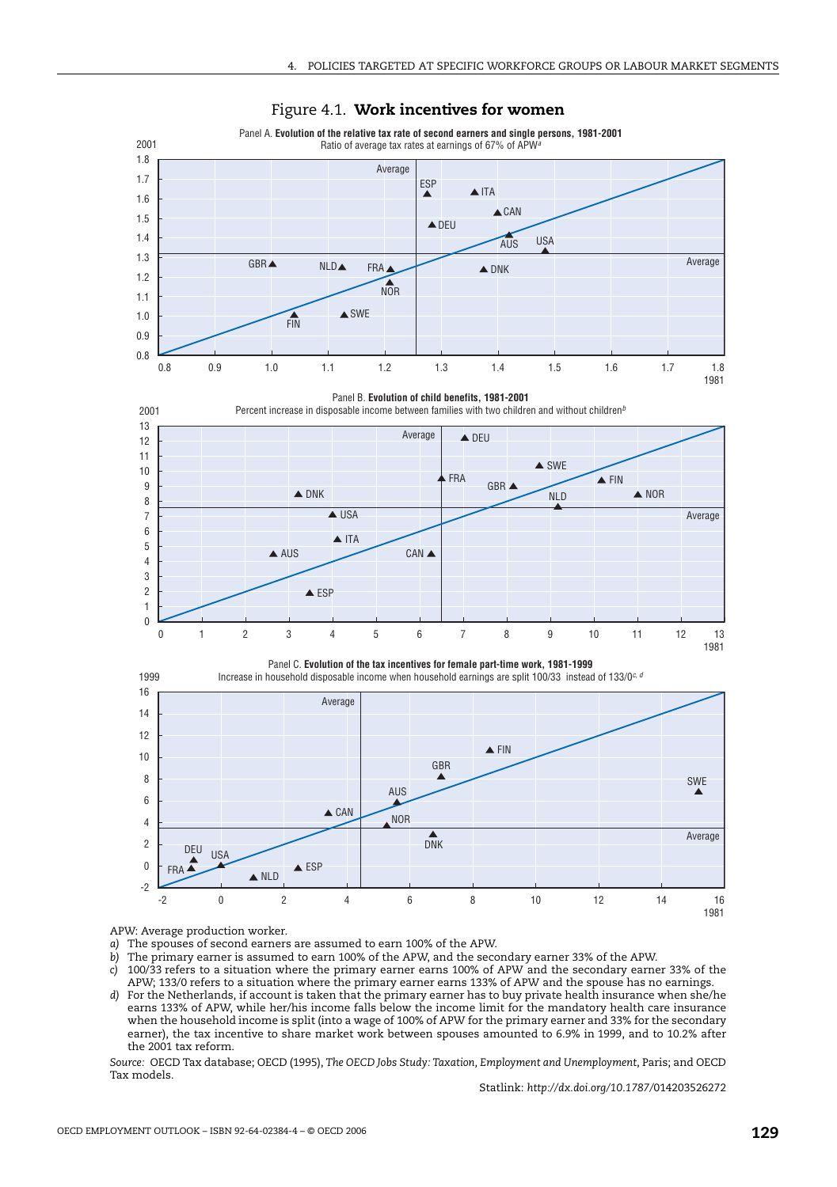# Figure 4.1. **Work incentives for women**

Panel A. **Evolution of the relative tax rate of second earners and single persons, 1981-2001**

Ratio of average tax rates at earnings of 67% of APW[a]

Panel B. **Evolution of child benefits, 1981-2001**

Percent increase in disposable income between families with two children and without children[b]

Panel C. **Evolution of the tax incentives for female part-time work, 1981-1999**

Increase in household disposable income when household earnings are split 100/33 instead of 133/0[c, d]

APW: Average production worker.

*a)* The spouses of second earners are assumed to earn 100% of the APW.

*b)* The primary earner is assumed to earn 100% of the APW, and the secondary earner 33% of the APW.

*c)* 100/33 refers to a situation where the primary earner earns 100% of APW and the secondary earner 33% of the APW; 133/0 refers to a situation where the primary earner earns 133% of APW and the spouse has no earnings.

*d)* For the Netherlands, if account is taken that the primary earner has to buy private health insurance when she/he earns 133% of APW, while her/his income falls below the income limit for the mandatory health care insurance when the household income is split (into a wage of 100% of APW for the primary earner and 33% for the secondary earner), the tax incentive to share market work between spouses amounted to 6.9% in 1999, and to 10.2% after the 2001 tax reform.

*Source:* OECD Tax database; OECD (1995), *The OECD Jobs Study: Taxation, Employment and Unemployment*, Paris; and OECD Tax models.

Statlink: *http://dx.doi.org/10.1787/014203526272*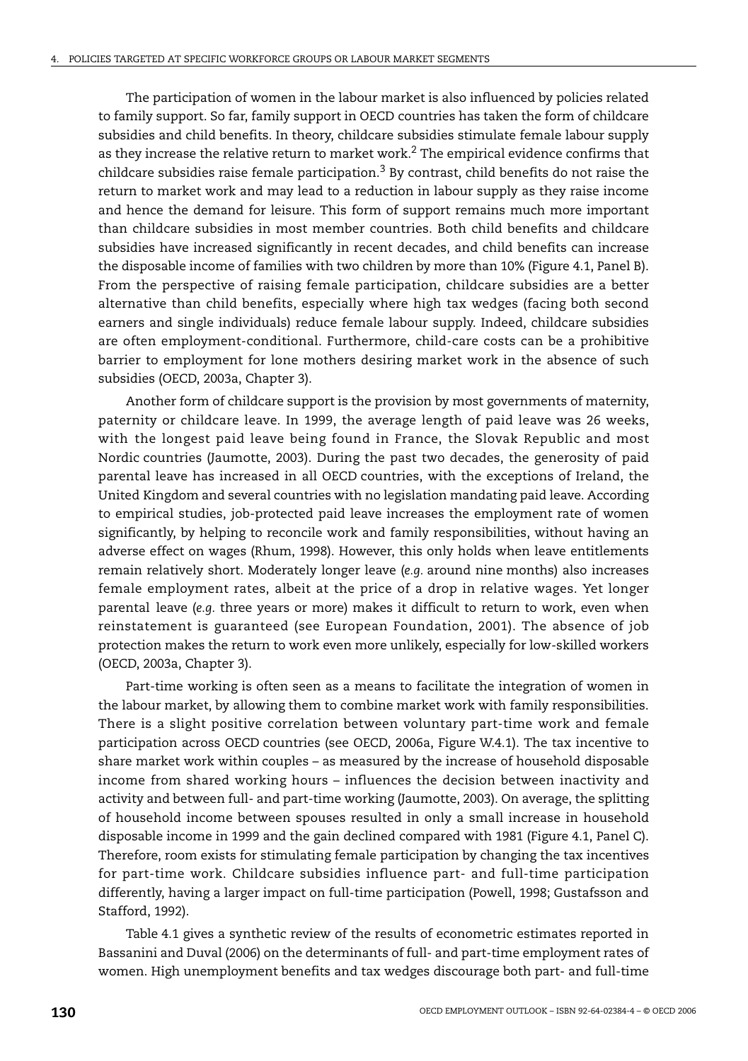The participation of women in the labour market is also influenced by policies related to family support. So far, family support in OECD countries has taken the form of childcare subsidies and child benefits. In theory, childcare subsidies stimulate female labour supply as they increase the relative return to market work.[2] The empirical evidence confirms that childcare subsidies raise female participation.[3] By contrast, child benefits do not raise the return to market work and may lead to a reduction in labour supply as they raise income and hence the demand for leisure. This form of support remains much more important than childcare subsidies in most member countries. Both child benefits and childcare subsidies have increased significantly in recent decades, and child benefits can increase the disposable income of families with two children by more than 10% (Figure 4.1, Panel B). From the perspective of raising female participation, childcare subsidies are a better alternative than child benefits, especially where high tax wedges (facing both second earners and single individuals) reduce female labour supply. Indeed, childcare subsidies are often employment-conditional. Furthermore, child-care costs can be a prohibitive barrier to employment for lone mothers desiring market work in the absence of such subsidies (OECD, 2003a, Chapter 3).

Another form of childcare support is the provision by most governments of maternity, paternity or childcare leave. In 1999, the average length of paid leave was 26 weeks, with the longest paid leave being found in France, the Slovak Republic and most Nordic countries (Jaumotte, 2003). During the past two decades, the generosity of paid parental leave has increased in all OECD countries, with the exceptions of Ireland, the United Kingdom and several countries with no legislation mandating paid leave. According to empirical studies, job-protected paid leave increases the employment rate of women significantly, by helping to reconcile work and family responsibilities, without having an adverse effect on wages (Rhum, 1998). However, this only holds when leave entitlements remain relatively short. Moderately longer leave (*e.g.* around nine months) also increases female employment rates, albeit at the price of a drop in relative wages. Yet longer parental leave (*e.g.* three years or more) makes it difficult to return to work, even when reinstatement is guaranteed (see European Foundation, 2001). The absence of job protection makes the return to work even more unlikely, especially for low-skilled workers (OECD, 2003a, Chapter 3).

Part-time working is often seen as a means to facilitate the integration of women in the labour market, by allowing them to combine market work with family responsibilities. There is a slight positive correlation between voluntary part-time work and female participation across OECD countries (see OECD, 2006a, Figure W.4.1). The tax incentive to share market work within couples – as measured by the increase of household disposable income from shared working hours – influences the decision between inactivity and activity and between full- and part-time working (Jaumotte, 2003). On average, the splitting of household income between spouses resulted in only a small increase in household disposable income in 1999 and the gain declined compared with 1981 (Figure 4.1, Panel C). Therefore, room exists for stimulating female participation by changing the tax incentives for part-time work. Childcare subsidies influence part- and full-time participation differently, having a larger impact on full-time participation (Powell, 1998; Gustafsson and Stafford, 1992).

Table 4.1 gives a synthetic review of the results of econometric estimates reported in Bassanini and Duval (2006) on the determinants of full- and part-time employment rates of women. High unemployment benefits and tax wedges discourage both part- and full-time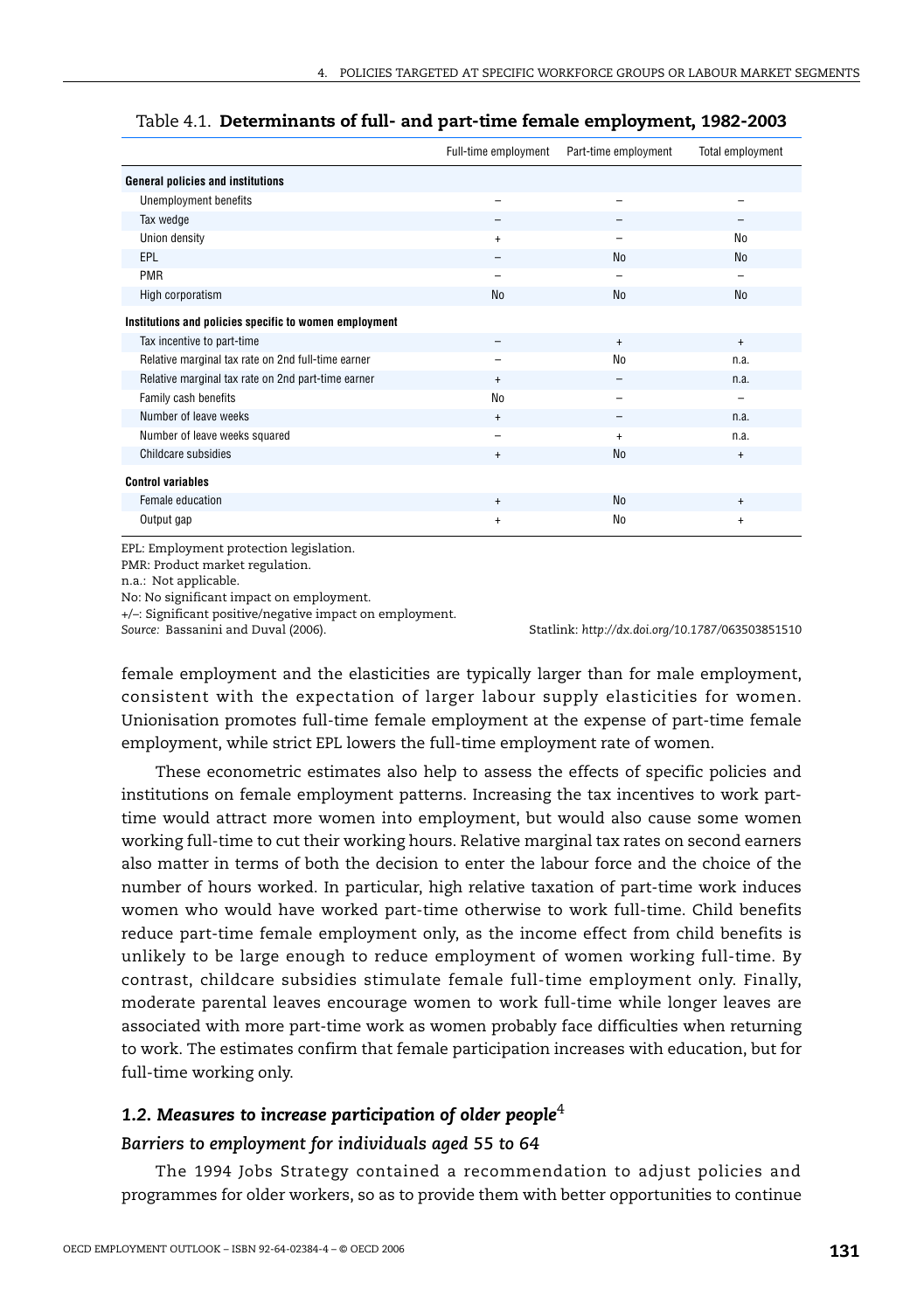Table 4.1. **Determinants of full- and part-time female employment, 1982-2003**

| | Full-time employment | Part-time employment | Total employment |
|---|---|---|---|
| **General policies and institutions** | | | |
| Unemployment benefits | – | – | – |
| Tax wedge | – | – | – |
| Union density | + | – | No |
| EPL | – | No | No |
| PMR | – | – | – |
| High corporatism | No | No | No |
| **Institutions and policies specific to women employment** | | | |
| Tax incentive to part-time | – | + | + |
| Relative marginal tax rate on 2nd full-time earner | – | No | n.a. |
| Relative marginal tax rate on 2nd part-time earner | + | – | n.a. |
| Family cash benefits | No | – | – |
| Number of leave weeks | + | – | n.a. |
| Number of leave weeks squared | – | + | n.a. |
| Childcare subsidies | + | No | + |
| **Control variables** | | | |
| Female education | + | No | + |
| Output gap | + | No | + |

EPL: Employment protection legislation.
PMR: Product market regulation.
n.a.: Not applicable.
No: No significant impact on employment.
+/–: Significant positive/negative impact on employment.
*Source:* Bassanini and Duval (2006).

Statlink: *http://dx.doi.org/10.1787/063503851510*

female employment and the elasticities are typically larger than for male employment, consistent with the expectation of larger labour supply elasticities for women. Unionisation promotes full-time female employment at the expense of part-time female employment, while strict EPL lowers the full-time employment rate of women.

These econometric estimates also help to assess the effects of specific policies and institutions on female employment patterns. Increasing the tax incentives to work part-time would attract more women into employment, but would also cause some women working full-time to cut their working hours. Relative marginal tax rates on second earners also matter in terms of both the decision to enter the labour force and the choice of the number of hours worked. In particular, high relative taxation of part-time work induces women who would have worked part-time otherwise to work full-time. Child benefits reduce part-time female employment only, as the income effect from child benefits is unlikely to be large enough to reduce employment of women working full-time. By contrast, childcare subsidies stimulate female full-time employment only. Finally, moderate parental leaves encourage women to work full-time while longer leaves are associated with more part-time work as women probably face difficulties when returning to work. The estimates confirm that female participation increases with education, but for full-time working only.

### *1.2. Measures to increase participation of older people*[4]

#### *Barriers to employment for individuals aged 55 to 64*

The 1994 Jobs Strategy contained a recommendation to adjust policies and programmes for older workers, so as to provide them with better opportunities to continue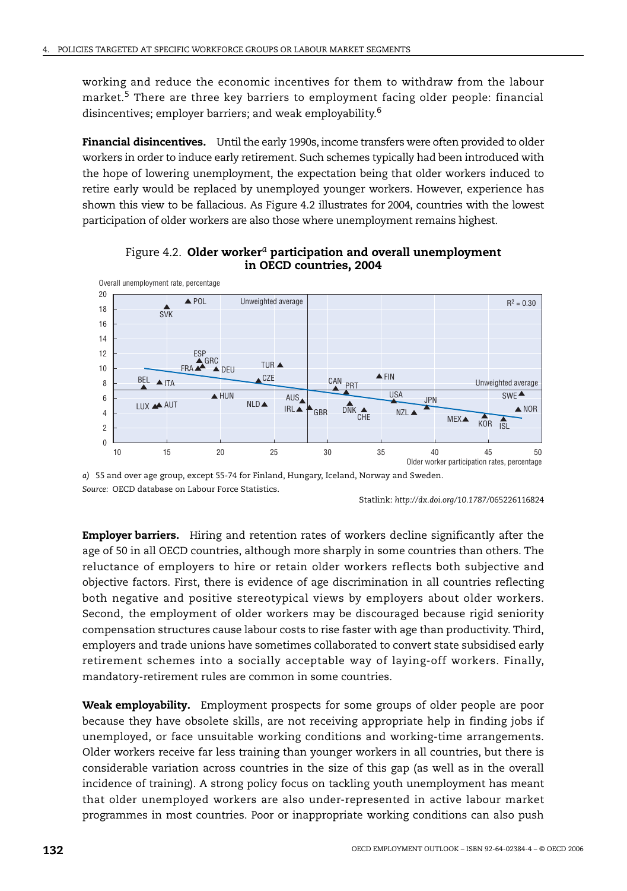working and reduce the economic incentives for them to withdraw from the labour market.[5] There are three key barriers to employment facing older people: financial disincentives; employer barriers; and weak employability.[6]

**Financial disincentives.** Until the early 1990s, income transfers were often provided to older workers in order to induce early retirement. Such schemes typically had been introduced with the hope of lowering unemployment, the expectation being that older workers induced to retire early would be replaced by unemployed younger workers. However, experience has shown this view to be fallacious. As Figure 4.2 illustrates for 2004, countries with the lowest participation of older workers are also those where unemployment remains highest.

Figure 4.2. **Older worker[a] participation and overall unemployment in OECD countries, 2004**

*a)* 55 and over age group, except 55-74 for Finland, Hungary, Iceland, Norway and Sweden.

*Source:* OECD database on Labour Force Statistics.

Statlink: *http://dx.doi.org/10.1787/065226116824*

**Employer barriers.** Hiring and retention rates of workers decline significantly after the age of 50 in all OECD countries, although more sharply in some countries than others. The reluctance of employers to hire or retain older workers reflects both subjective and objective factors. First, there is evidence of age discrimination in all countries reflecting both negative and positive stereotypical views by employers about older workers. Second, the employment of older workers may be discouraged because rigid seniority compensation structures cause labour costs to rise faster with age than productivity. Third, employers and trade unions have sometimes collaborated to convert state subsidised early retirement schemes into a socially acceptable way of laying-off workers. Finally, mandatory-retirement rules are common in some countries.

**Weak employability.** Employment prospects for some groups of older people are poor because they have obsolete skills, are not receiving appropriate help in finding jobs if unemployed, or face unsuitable working conditions and working-time arrangements. Older workers receive far less training than younger workers in all countries, but there is considerable variation across countries in the size of this gap (as well as in the overall incidence of training). A strong policy focus on tackling youth unemployment has meant that older unemployed workers are also under-represented in active labour market programmes in most countries. Poor or inappropriate working conditions can also push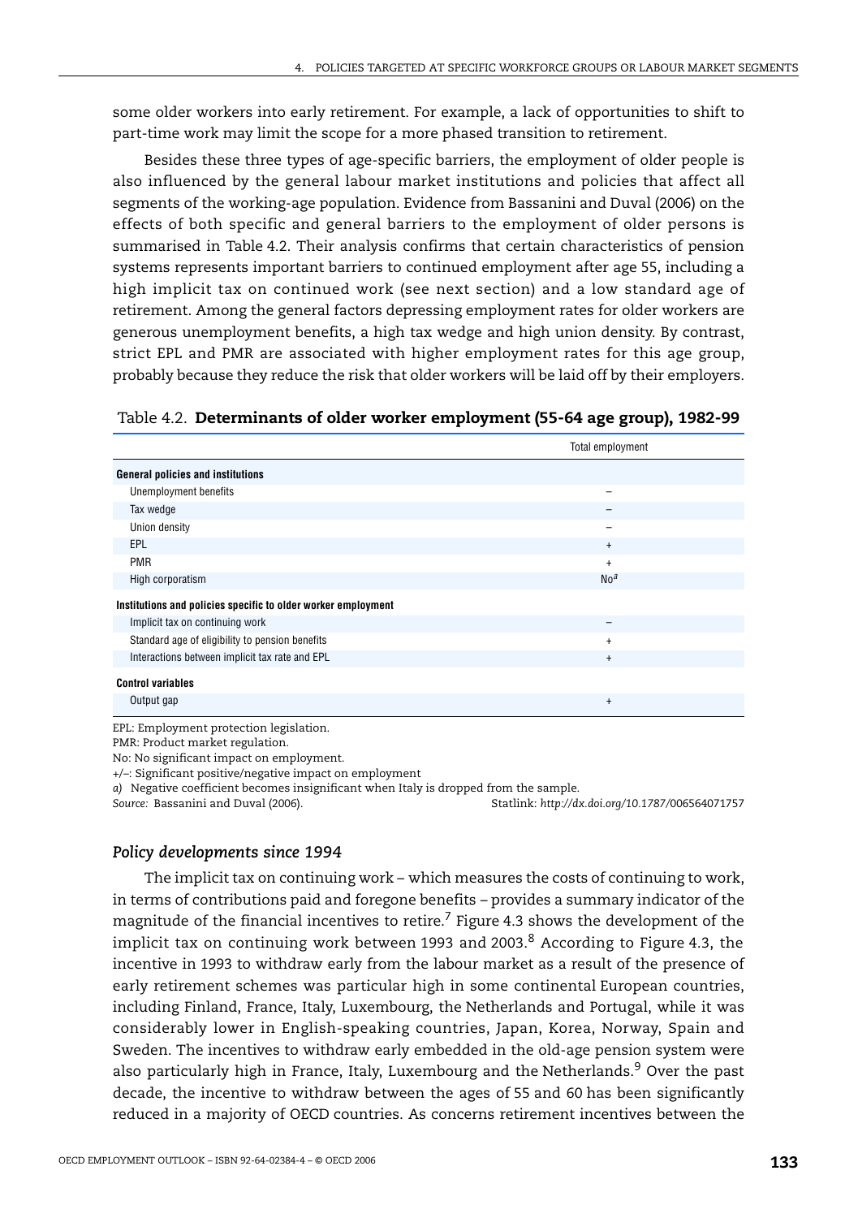some older workers into early retirement. For example, a lack of opportunities to shift to part-time work may limit the scope for a more phased transition to retirement.

Besides these three types of age-specific barriers, the employment of older people is also influenced by the general labour market institutions and policies that affect all segments of the working-age population. Evidence from Bassanini and Duval (2006) on the effects of both specific and general barriers to the employment of older persons is summarised in Table 4.2. Their analysis confirms that certain characteristics of pension systems represents important barriers to continued employment after age 55, including a high implicit tax on continued work (see next section) and a low standard age of retirement. Among the general factors depressing employment rates for older workers are generous unemployment benefits, a high tax wedge and high union density. By contrast, strict EPL and PMR are associated with higher employment rates for this age group, probably because they reduce the risk that older workers will be laid off by their employers.

Table 4.2. **Determinants of older worker employment (55-64 age group), 1982-99**

| | Total employment |
|---|---|
| **General policies and institutions** | |
| Unemployment benefits | – |
| Tax wedge | – |
| Union density | – |
| EPL | + |
| PMR | + |
| High corporatism | No[a] |
| **Institutions and policies specific to older worker employment** | |
| Implicit tax on continuing work | – |
| Standard age of eligibility to pension benefits | + |
| Interactions between implicit tax rate and EPL | + |
| **Control variables** | |
| Output gap | + |

EPL: Employment protection legislation.
PMR: Product market regulation.
No: No significant impact on employment.
+/–: Significant positive/negative impact on employment
*a)* Negative coefficient becomes insignificant when Italy is dropped from the sample.
*Source:* Bassanini and Duval (2006). Statlink: *http://dx.doi.org/10.1787/006564071757*

### *Policy developments since 1994*

The implicit tax on continuing work – which measures the costs of continuing to work, in terms of contributions paid and foregone benefits – provides a summary indicator of the magnitude of the financial incentives to retire.[7] Figure 4.3 shows the development of the implicit tax on continuing work between 1993 and 2003.[8] According to Figure 4.3, the incentive in 1993 to withdraw early from the labour market as a result of the presence of early retirement schemes was particular high in some continental European countries, including Finland, France, Italy, Luxembourg, the Netherlands and Portugal, while it was considerably lower in English-speaking countries, Japan, Korea, Norway, Spain and Sweden. The incentives to withdraw early embedded in the old-age pension system were also particularly high in France, Italy, Luxembourg and the Netherlands.[9] Over the past decade, the incentive to withdraw between the ages of 55 and 60 has been significantly reduced in a majority of OECD countries. As concerns retirement incentives between the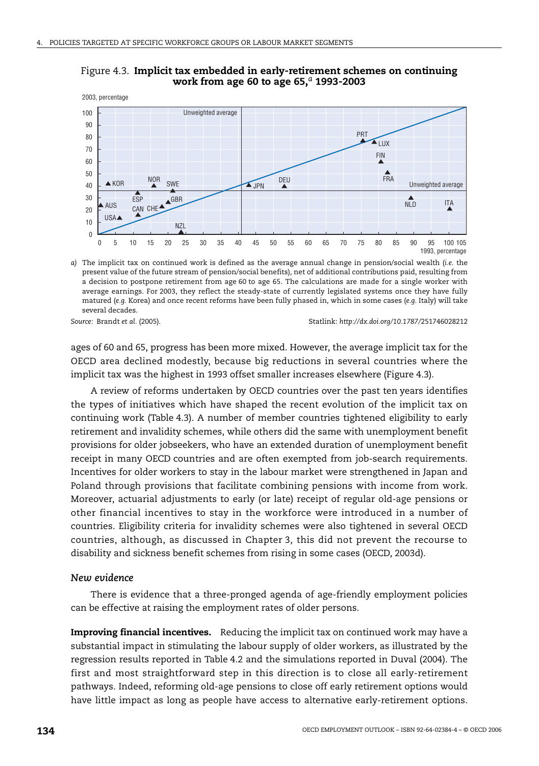Figure 4.3. **Implicit tax embedded in early-retirement schemes on continuing work from age 60 to age 65,[a] 1993-2003**

a) The implicit tax on continued work is defined as the average annual change in pension/social wealth (*i.e.* the present value of the future stream of pension/social benefits), net of additional contributions paid, resulting from a decision to postpone retirement from age 60 to age 65. The calculations are made for a single worker with average earnings. For 2003, they reflect the steady-state of currently legislated systems once they have fully matured (*e.g.* Korea) and once recent reforms have been fully phased in, which in some cases (*e.g.* Italy) will take several decades.

*Source:* Brandt *et al.* (2005).

Statlink: *http://dx.doi.org/10.1787/251746028212*

ages of 60 and 65, progress has been more mixed. However, the average implicit tax for the OECD area declined modestly, because big reductions in several countries where the implicit tax was the highest in 1993 offset smaller increases elsewhere (Figure 4.3).

A review of reforms undertaken by OECD countries over the past ten years identifies the types of initiatives which have shaped the recent evolution of the implicit tax on continuing work (Table 4.3). A number of member countries tightened eligibility to early retirement and invalidity schemes, while others did the same with unemployment benefit provisions for older jobseekers, who have an extended duration of unemployment benefit receipt in many OECD countries and are often exempted from job-search requirements. Incentives for older workers to stay in the labour market were strengthened in Japan and Poland through provisions that facilitate combining pensions with income from work. Moreover, actuarial adjustments to early (or late) receipt of regular old-age pensions or other financial incentives to stay in the workforce were introduced in a number of countries. Eligibility criteria for invalidity schemes were also tightened in several OECD countries, although, as discussed in Chapter 3, this did not prevent the recourse to disability and sickness benefit schemes from rising in some cases (OECD, 2003d).

### *New evidence*

There is evidence that a three-pronged agenda of age-friendly employment policies can be effective at raising the employment rates of older persons.

**Improving financial incentives.** Reducing the implicit tax on continued work may have a substantial impact in stimulating the labour supply of older workers, as illustrated by the regression results reported in Table 4.2 and the simulations reported in Duval (2004). The first and most straightforward step in this direction is to close all early-retirement pathways. Indeed, reforming old-age pensions to close off early retirement options would have little impact as long as people have access to alternative early-retirement options.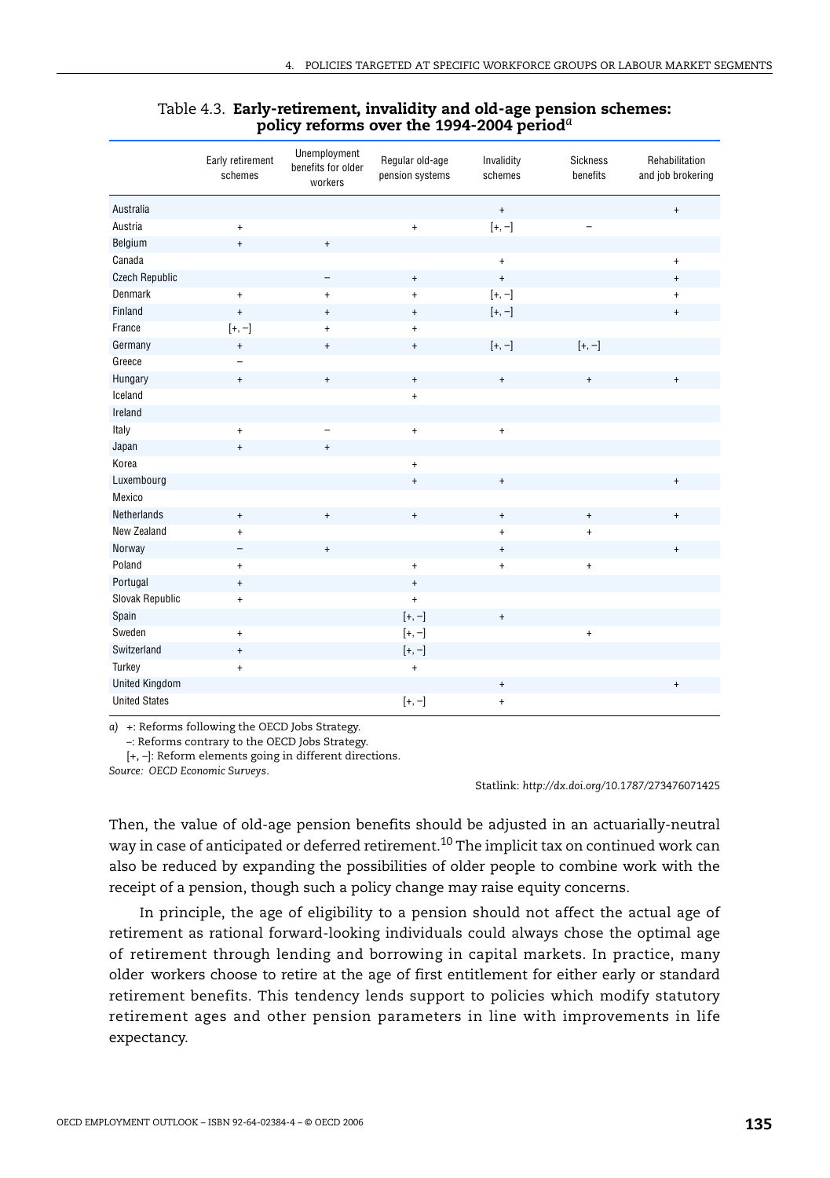Table 4.3. **Early-retirement, invalidity and old-age pension schemes: policy reforms over the 1994-2004 period**[a]

| | Early retirement schemes | Unemployment benefits for older workers | Regular old-age pension systems | Invalidity schemes | Sickness benefits | Rehabilitation and job brokering |
|---|---|---|---|---|---|---|
| Australia | | | | + | | + |
| Austria | + | | + | [+, –] | – | |
| Belgium | + | + | | | | |
| Canada | | | | + | | + |
| Czech Republic | | – | + | + | | + |
| Denmark | + | + | + | [+, –] | | + |
| Finland | + | + | + | [+, –] | | + |
| France | [+, –] | + | + | | | |
| Germany | + | + | + | [+, –] | [+, –] | |
| Greece | – | | | | | |
| Hungary | + | + | + | + | + | + |
| Iceland | | | + | | | |
| Ireland | | | | | | |
| Italy | + | – | + | + | | |
| Japan | + | + | | | | |
| Korea | | | + | | | |
| Luxembourg | | | + | + | | + |
| Mexico | | | | | | |
| Netherlands | + | + | + | + | + | + |
| New Zealand | + | | | + | + | |
| Norway | – | + | | + | | + |
| Poland | + | | + | + | + | |
| Portugal | + | | + | | | |
| Slovak Republic | + | | + | | | |
| Spain | | | [+, –] | + | | |
| Sweden | + | | [+, –] | | + | |
| Switzerland | + | | [+, –] | | | |
| Turkey | + | | + | | | |
| United Kingdom | | | | + | | + |
| United States | | | [+, –] | + | | |

*a)* +: Reforms following the OECD Jobs Strategy.
–: Reforms contrary to the OECD Jobs Strategy.
[+, –]: Reform elements going in different directions.

*Source:* *OECD Economic Surveys.*

Statlink: *http://dx.doi.org/10.1787/273476071425*

Then, the value of old-age pension benefits should be adjusted in an actuarially-neutral way in case of anticipated or deferred retirement.[10] The implicit tax on continued work can also be reduced by expanding the possibilities of older people to combine work with the receipt of a pension, though such a policy change may raise equity concerns.

In principle, the age of eligibility to a pension should not affect the actual age of retirement as rational forward-looking individuals could always chose the optimal age of retirement through lending and borrowing in capital markets. In practice, many older workers choose to retire at the age of first entitlement for either early or standard retirement benefits. This tendency lends support to policies which modify statutory retirement ages and other pension parameters in line with improvements in life expectancy.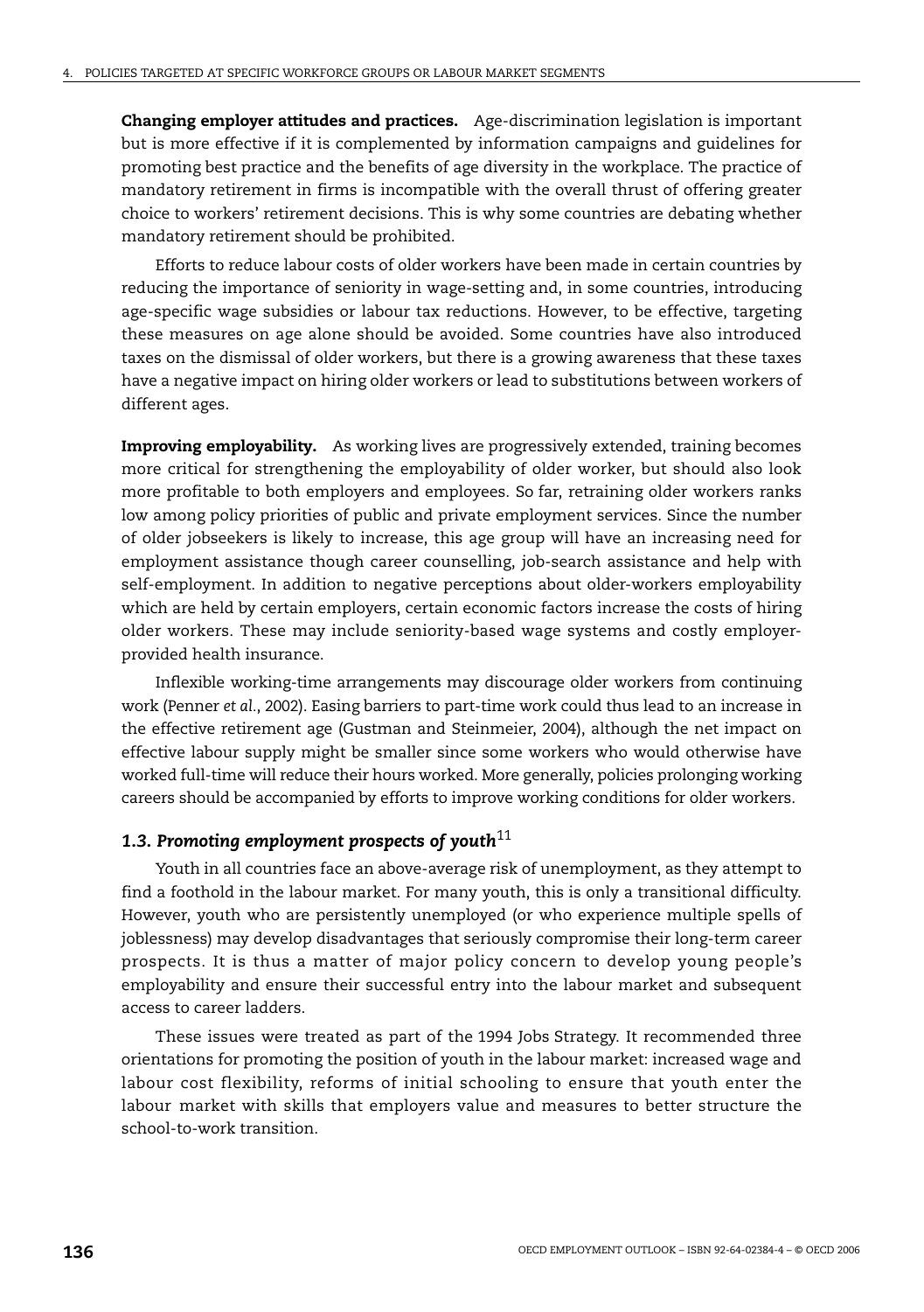**Changing employer attitudes and practices.** Age-discrimination legislation is important but is more effective if it is complemented by information campaigns and guidelines for promoting best practice and the benefits of age diversity in the workplace. The practice of mandatory retirement in firms is incompatible with the overall thrust of offering greater choice to workers' retirement decisions. This is why some countries are debating whether mandatory retirement should be prohibited.

Efforts to reduce labour costs of older workers have been made in certain countries by reducing the importance of seniority in wage-setting and, in some countries, introducing age-specific wage subsidies or labour tax reductions. However, to be effective, targeting these measures on age alone should be avoided. Some countries have also introduced taxes on the dismissal of older workers, but there is a growing awareness that these taxes have a negative impact on hiring older workers or lead to substitutions between workers of different ages.

**Improving employability.** As working lives are progressively extended, training becomes more critical for strengthening the employability of older worker, but should also look more profitable to both employers and employees. So far, retraining older workers ranks low among policy priorities of public and private employment services. Since the number of older jobseekers is likely to increase, this age group will have an increasing need for employment assistance though career counselling, job-search assistance and help with self-employment. In addition to negative perceptions about older-workers employability which are held by certain employers, certain economic factors increase the costs of hiring older workers. These may include seniority-based wage systems and costly employer-provided health insurance.

Inflexible working-time arrangements may discourage older workers from continuing work (Penner *et al.*, 2002). Easing barriers to part-time work could thus lead to an increase in the effective retirement age (Gustman and Steinmeier, 2004), although the net impact on effective labour supply might be smaller since some workers who would otherwise have worked full-time will reduce their hours worked. More generally, policies prolonging working careers should be accompanied by efforts to improve working conditions for older workers.

### *1.3. Promoting employment prospects of youth*[11]

Youth in all countries face an above-average risk of unemployment, as they attempt to find a foothold in the labour market. For many youth, this is only a transitional difficulty. However, youth who are persistently unemployed (or who experience multiple spells of joblessness) may develop disadvantages that seriously compromise their long-term career prospects. It is thus a matter of major policy concern to develop young people's employability and ensure their successful entry into the labour market and subsequent access to career ladders.

These issues were treated as part of the 1994 Jobs Strategy. It recommended three orientations for promoting the position of youth in the labour market: increased wage and labour cost flexibility, reforms of initial schooling to ensure that youth enter the labour market with skills that employers value and measures to better structure the school-to-work transition.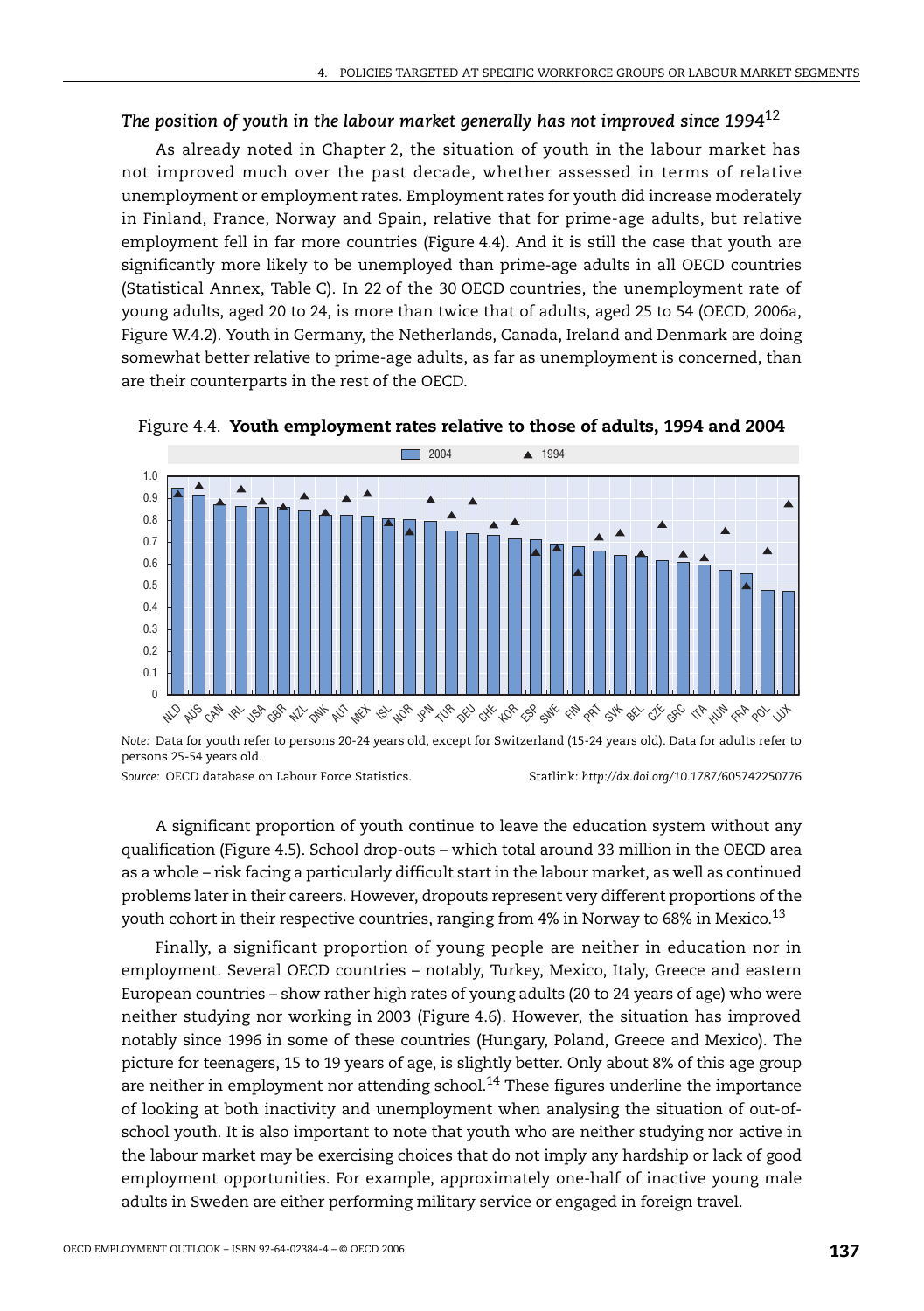### *The position of youth in the labour market generally has not improved since 1994*[12]

As already noted in Chapter 2, the situation of youth in the labour market has not improved much over the past decade, whether assessed in terms of relative unemployment or employment rates. Employment rates for youth did increase moderately in Finland, France, Norway and Spain, relative that for prime-age adults, but relative employment fell in far more countries (Figure 4.4). And it is still the case that youth are significantly more likely to be unemployed than prime-age adults in all OECD countries (Statistical Annex, Table C). In 22 of the 30 OECD countries, the unemployment rate of young adults, aged 20 to 24, is more than twice that of adults, aged 25 to 54 (OECD, 2006a, Figure W.4.2). Youth in Germany, the Netherlands, Canada, Ireland and Denmark are doing somewhat better relative to prime-age adults, as far as unemployment is concerned, than are their counterparts in the rest of the OECD.

Figure 4.4. **Youth employment rates relative to those of adults, 1994 and 2004**

*Note:* Data for youth refer to persons 20-24 years old, except for Switzerland (15-24 years old). Data for adults refer to persons 25-54 years old.

*Source:* OECD database on Labour Force Statistics.

Statlink: *http://dx.doi.org/10.1787/605742250776*

A significant proportion of youth continue to leave the education system without any qualification (Figure 4.5). School drop-outs – which total around 33 million in the OECD area as a whole – risk facing a particularly difficult start in the labour market, as well as continued problems later in their careers. However, dropouts represent very different proportions of the youth cohort in their respective countries, ranging from 4% in Norway to 68% in Mexico.[13]

Finally, a significant proportion of young people are neither in education nor in employment. Several OECD countries – notably, Turkey, Mexico, Italy, Greece and eastern European countries – show rather high rates of young adults (20 to 24 years of age) who were neither studying nor working in 2003 (Figure 4.6). However, the situation has improved notably since 1996 in some of these countries (Hungary, Poland, Greece and Mexico). The picture for teenagers, 15 to 19 years of age, is slightly better. Only about 8% of this age group are neither in employment nor attending school.[14] These figures underline the importance of looking at both inactivity and unemployment when analysing the situation of out-of-school youth. It is also important to note that youth who are neither studying nor active in the labour market may be exercising choices that do not imply any hardship or lack of good employment opportunities. For example, approximately one-half of inactive young male adults in Sweden are either performing military service or engaged in foreign travel.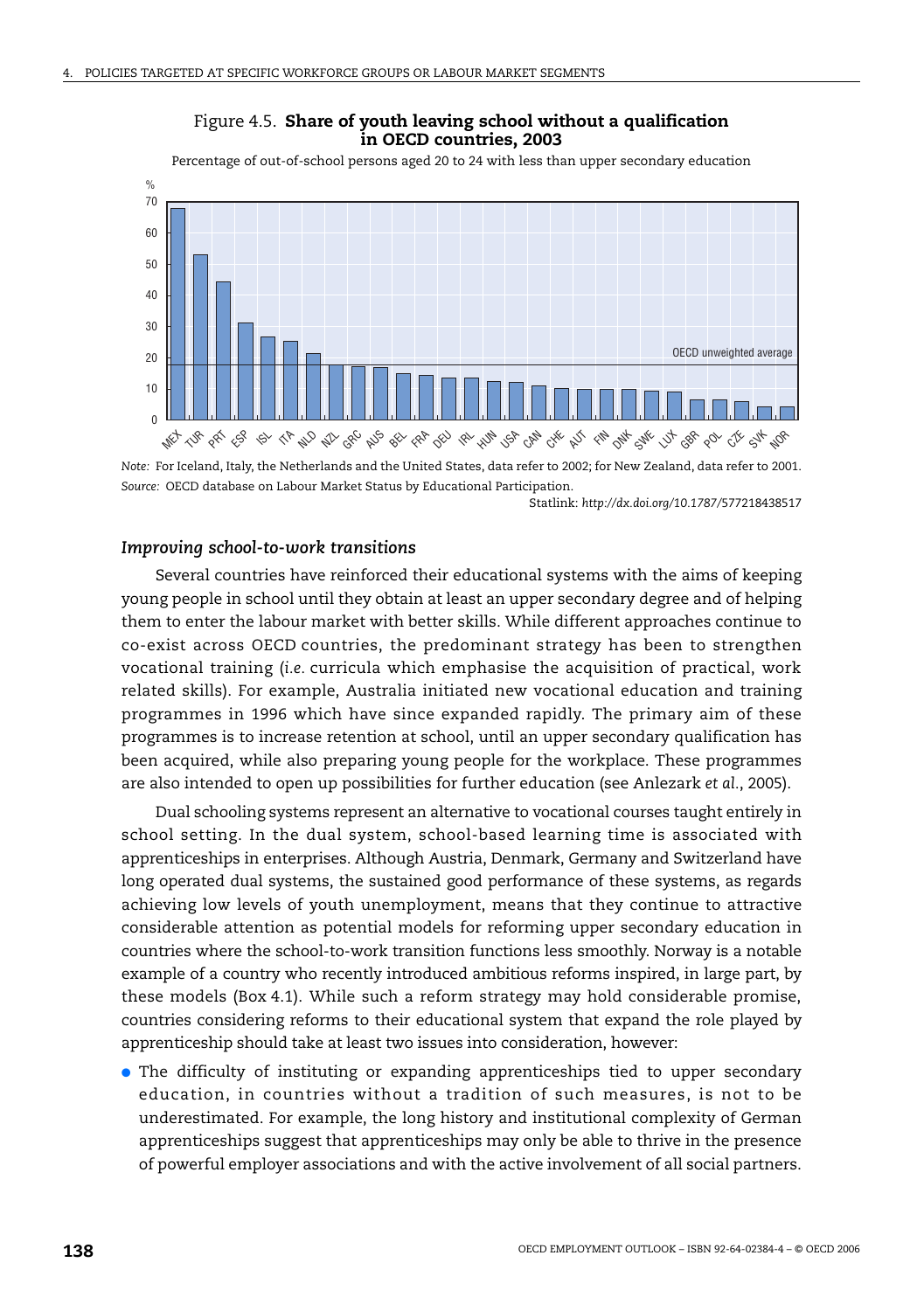Figure 4.5. **Share of youth leaving school without a qualification in OECD countries, 2003**

Percentage of out-of-school persons aged 20 to 24 with less than upper secondary education

%
70
60
50
40
30
20
10
0

OECD unweighted average

MEX TUR PRT ESP ISL ITA NLD NZL GRC AUS BEL FRA DEU IRL HUN USA CAN CHE AUT FIN DNK SWE LUX GBR POL CZE SVK NOR

*Note:* For Iceland, Italy, the Netherlands and the United States, data refer to 2002; for New Zealand, data refer to 2001.

*Source:* OECD database on Labour Market Status by Educational Participation.

Statlink: *http://dx.doi.org/10.1787/577218438517*

### *Improving school-to-work transitions*

Several countries have reinforced their educational systems with the aims of keeping young people in school until they obtain at least an upper secondary degree and of helping them to enter the labour market with better skills. While different approaches continue to co-exist across OECD countries, the predominant strategy has been to strengthen vocational training (*i.e.* curricula which emphasise the acquisition of practical, work related skills). For example, Australia initiated new vocational education and training programmes in 1996 which have since expanded rapidly. The primary aim of these programmes is to increase retention at school, until an upper secondary qualification has been acquired, while also preparing young people for the workplace. These programmes are also intended to open up possibilities for further education (see Anlezark *et al.*, 2005).

Dual schooling systems represent an alternative to vocational courses taught entirely in school setting. In the dual system, school-based learning time is associated with apprenticeships in enterprises. Although Austria, Denmark, Germany and Switzerland have long operated dual systems, the sustained good performance of these systems, as regards achieving low levels of youth unemployment, means that they continue to attractive considerable attention as potential models for reforming upper secondary education in countries where the school-to-work transition functions less smoothly. Norway is a notable example of a country who recently introduced ambitious reforms inspired, in large part, by these models (Box 4.1). While such a reform strategy may hold considerable promise, countries considering reforms to their educational system that expand the role played by apprenticeship should take at least two issues into consideration, however:

- The difficulty of instituting or expanding apprenticeships tied to upper secondary education, in countries without a tradition of such measures, is not to be underestimated. For example, the long history and institutional complexity of German apprenticeships suggest that apprenticeships may only be able to thrive in the presence of powerful employer associations and with the active involvement of all social partners.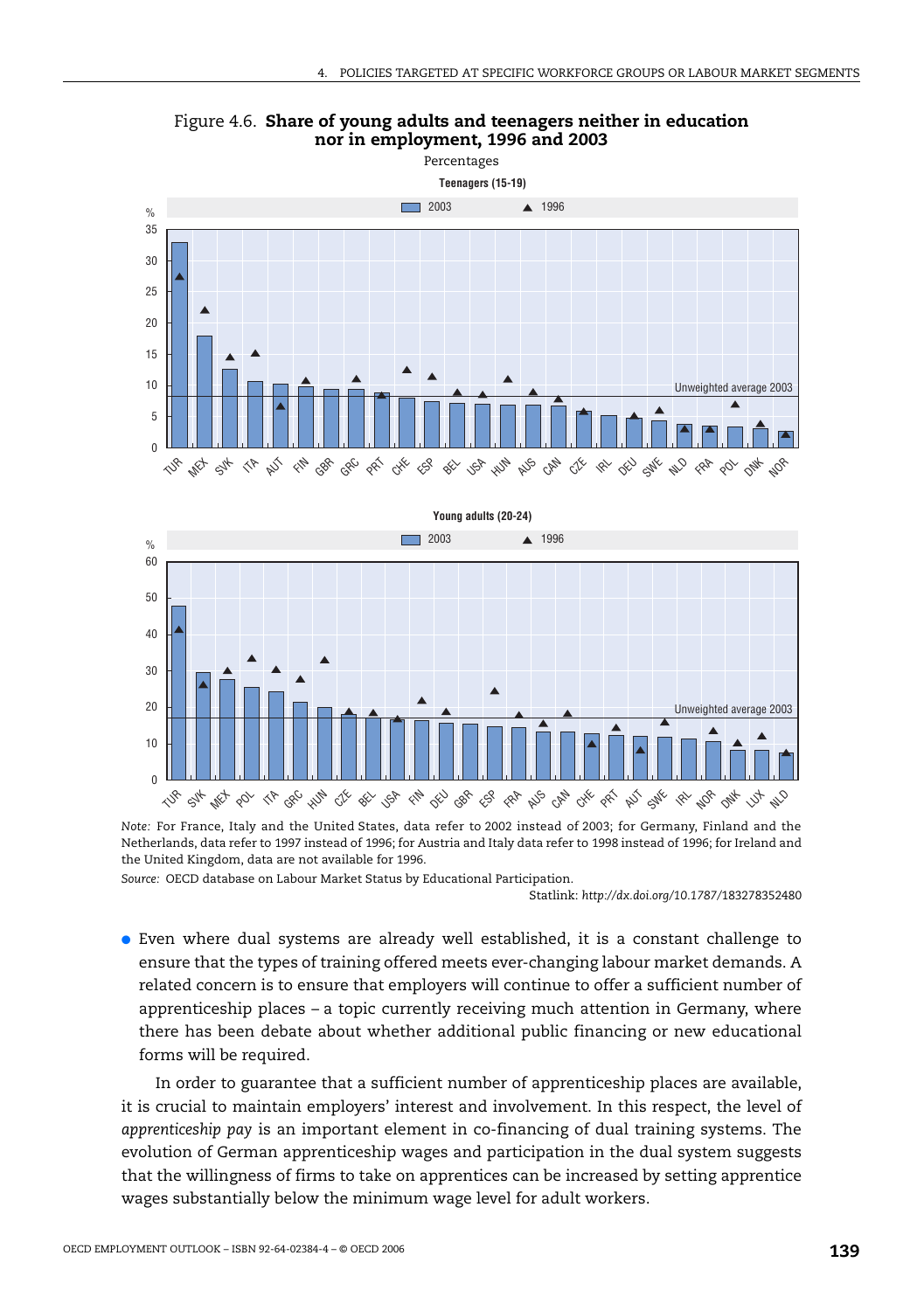Figure 4.6. **Share of young adults and teenagers neither in education nor in employment, 1996 and 2003**

Percentages

**Teenagers (15-19)**

**Young adults (20-24)**

*Note:* For France, Italy and the United States, data refer to 2002 instead of 2003; for Germany, Finland and the Netherlands, data refer to 1997 instead of 1996; for Austria and Italy data refer to 1998 instead of 1996; for Ireland and the United Kingdom, data are not available for 1996.

*Source:* OECD database on Labour Market Status by Educational Participation.

Statlink: *http://dx.doi.org/10.1787/183278352480*

- Even where dual systems are already well established, it is a constant challenge to ensure that the types of training offered meets ever-changing labour market demands. A related concern is to ensure that employers will continue to offer a sufficient number of apprenticeship places – a topic currently receiving much attention in Germany, where there has been debate about whether additional public financing or new educational forms will be required.

In order to guarantee that a sufficient number of apprenticeship places are available, it is crucial to maintain employers' interest and involvement. In this respect, the level of *apprenticeship pay* is an important element in co-financing of dual training systems. The evolution of German apprenticeship wages and participation in the dual system suggests that the willingness of firms to take on apprentices can be increased by setting apprentice wages substantially below the minimum wage level for adult workers.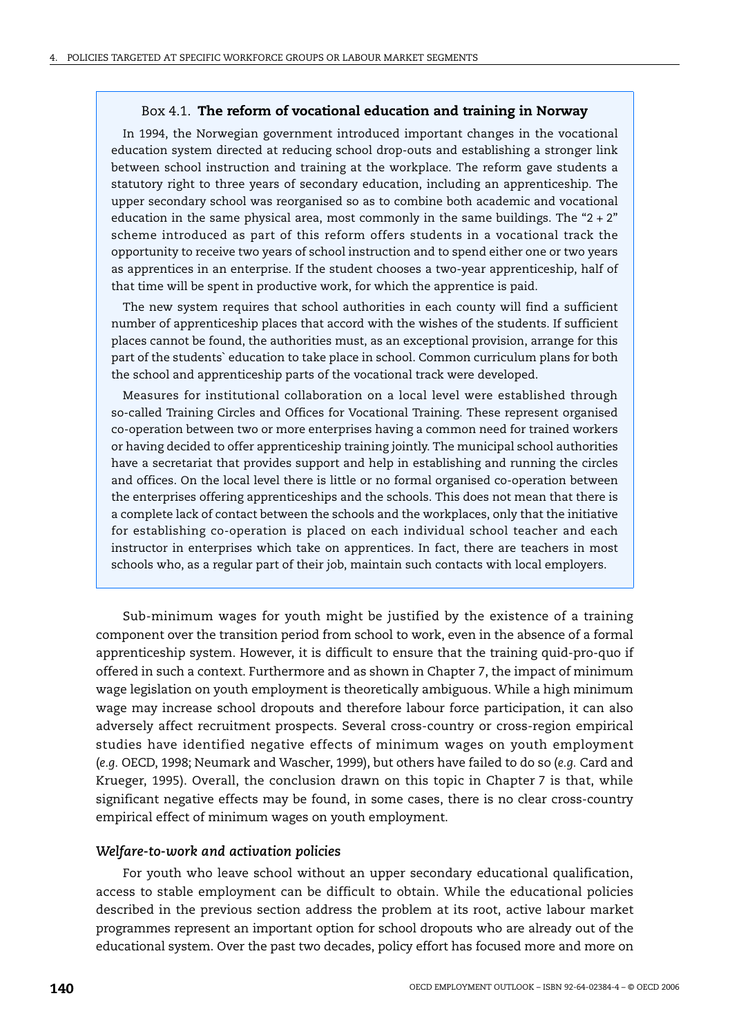### Box 4.1. **The reform of vocational education and training in Norway**

In 1994, the Norwegian government introduced important changes in the vocational education system directed at reducing school drop-outs and establishing a stronger link between school instruction and training at the workplace. The reform gave students a statutory right to three years of secondary education, including an apprenticeship. The upper secondary school was reorganised so as to combine both academic and vocational education in the same physical area, most commonly in the same buildings. The "2 + 2" scheme introduced as part of this reform offers students in a vocational track the opportunity to receive two years of school instruction and to spend either one or two years as apprentices in an enterprise. If the student chooses a two-year apprenticeship, half of that time will be spent in productive work, for which the apprentice is paid.

The new system requires that school authorities in each county will find a sufficient number of apprenticeship places that accord with the wishes of the students. If sufficient places cannot be found, the authorities must, as an exceptional provision, arrange for this part of the students` education to take place in school. Common curriculum plans for both the school and apprenticeship parts of the vocational track were developed.

Measures for institutional collaboration on a local level were established through so-called Training Circles and Offices for Vocational Training. These represent organised co-operation between two or more enterprises having a common need for trained workers or having decided to offer apprenticeship training jointly. The municipal school authorities have a secretariat that provides support and help in establishing and running the circles and offices. On the local level there is little or no formal organised co-operation between the enterprises offering apprenticeships and the schools. This does not mean that there is a complete lack of contact between the schools and the workplaces, only that the initiative for establishing co-operation is placed on each individual school teacher and each instructor in enterprises which take on apprentices. In fact, there are teachers in most schools who, as a regular part of their job, maintain such contacts with local employers.

Sub-minimum wages for youth might be justified by the existence of a training component over the transition period from school to work, even in the absence of a formal apprenticeship system. However, it is difficult to ensure that the training quid-pro-quo if offered in such a context. Furthermore and as shown in Chapter 7, the impact of minimum wage legislation on youth employment is theoretically ambiguous. While a high minimum wage may increase school dropouts and therefore labour force participation, it can also adversely affect recruitment prospects. Several cross-country or cross-region empirical studies have identified negative effects of minimum wages on youth employment (*e.g.* OECD, 1998; Neumark and Wascher, 1999), but others have failed to do so (*e.g.* Card and Krueger, 1995). Overall, the conclusion drawn on this topic in Chapter 7 is that, while significant negative effects may be found, in some cases, there is no clear cross-country empirical effect of minimum wages on youth employment.

### *Welfare-to-work and activation policies*

For youth who leave school without an upper secondary educational qualification, access to stable employment can be difficult to obtain. While the educational policies described in the previous section address the problem at its root, active labour market programmes represent an important option for school dropouts who are already out of the educational system. Over the past two decades, policy effort has focused more and more on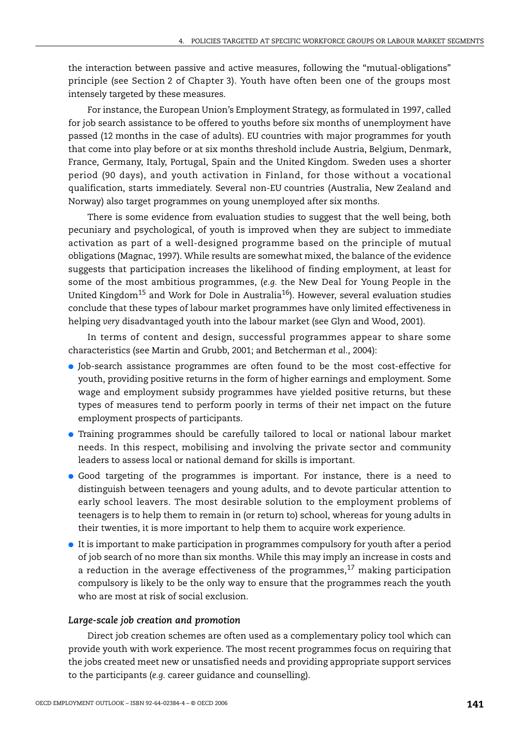the interaction between passive and active measures, following the "mutual-obligations" principle (see Section 2 of Chapter 3). Youth have often been one of the groups most intensely targeted by these measures.

For instance, the European Union's Employment Strategy, as formulated in 1997, called for job search assistance to be offered to youths before six months of unemployment have passed (12 months in the case of adults). EU countries with major programmes for youth that come into play before or at six months threshold include Austria, Belgium, Denmark, France, Germany, Italy, Portugal, Spain and the United Kingdom. Sweden uses a shorter period (90 days), and youth activation in Finland, for those without a vocational qualification, starts immediately. Several non-EU countries (Australia, New Zealand and Norway) also target programmes on young unemployed after six months.

There is some evidence from evaluation studies to suggest that the well being, both pecuniary and psychological, of youth is improved when they are subject to immediate activation as part of a well-designed programme based on the principle of mutual obligations (Magnac, 1997). While results are somewhat mixed, the balance of the evidence suggests that participation increases the likelihood of finding employment, at least for some of the most ambitious programmes, (*e.g.* the New Deal for Young People in the United Kingdom[15] and Work for Dole in Australia[16]). However, several evaluation studies conclude that these types of labour market programmes have only limited effectiveness in helping *very* disadvantaged youth into the labour market (see Glyn and Wood, 2001).

In terms of content and design, successful programmes appear to share some characteristics (see Martin and Grubb, 2001; and Betcherman *et al.*, 2004):

- Job-search assistance programmes are often found to be the most cost-effective for youth, providing positive returns in the form of higher earnings and employment. Some wage and employment subsidy programmes have yielded positive returns, but these types of measures tend to perform poorly in terms of their net impact on the future employment prospects of participants.
- Training programmes should be carefully tailored to local or national labour market needs. In this respect, mobilising and involving the private sector and community leaders to assess local or national demand for skills is important.
- Good targeting of the programmes is important. For instance, there is a need to distinguish between teenagers and young adults, and to devote particular attention to early school leavers. The most desirable solution to the employment problems of teenagers is to help them to remain in (or return to) school, whereas for young adults in their twenties, it is more important to help them to acquire work experience.
- It is important to make participation in programmes compulsory for youth after a period of job search of no more than six months. While this may imply an increase in costs and a reduction in the average effectiveness of the programmes,[17] making participation compulsory is likely to be the only way to ensure that the programmes reach the youth who are most at risk of social exclusion.

### *Large-scale job creation and promotion*

Direct job creation schemes are often used as a complementary policy tool which can provide youth with work experience. The most recent programmes focus on requiring that the jobs created meet new or unsatisfied needs and providing appropriate support services to the participants (*e.g.* career guidance and counselling).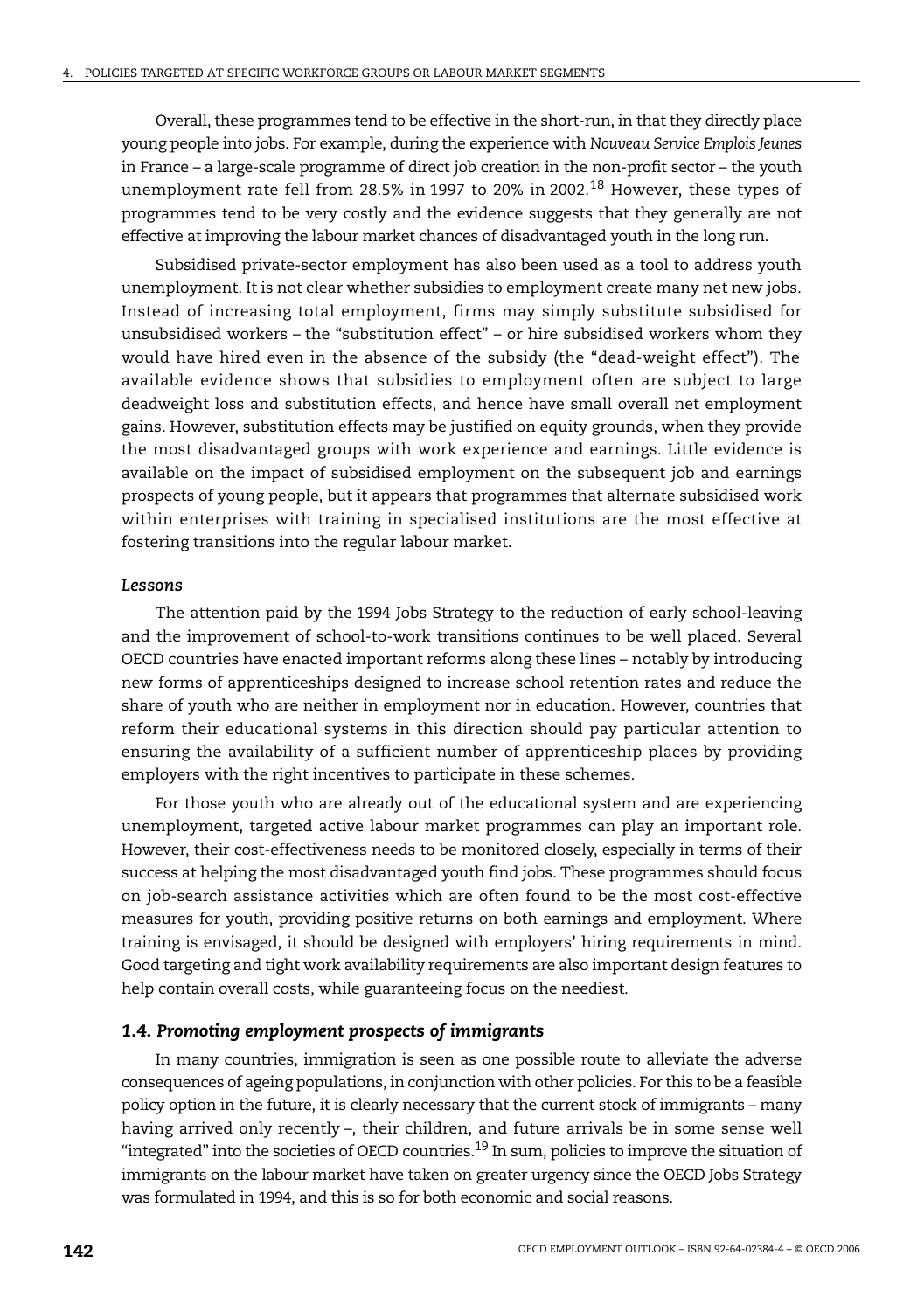Overall, these programmes tend to be effective in the short-run, in that they directly place young people into jobs. For example, during the experience with *Nouveau Service Emplois Jeunes* in France – a large-scale programme of direct job creation in the non-profit sector – the youth unemployment rate fell from 28.5% in 1997 to 20% in 2002.[18] However, these types of programmes tend to be very costly and the evidence suggests that they generally are not effective at improving the labour market chances of disadvantaged youth in the long run.

Subsidised private-sector employment has also been used as a tool to address youth unemployment. It is not clear whether subsidies to employment create many net new jobs. Instead of increasing total employment, firms may simply substitute subsidised for unsubsidised workers – the "substitution effect" – or hire subsidised workers whom they would have hired even in the absence of the subsidy (the "dead-weight effect"). The available evidence shows that subsidies to employment often are subject to large deadweight loss and substitution effects, and hence have small overall net employment gains. However, substitution effects may be justified on equity grounds, when they provide the most disadvantaged groups with work experience and earnings. Little evidence is available on the impact of subsidised employment on the subsequent job and earnings prospects of young people, but it appears that programmes that alternate subsidised work within enterprises with training in specialised institutions are the most effective at fostering transitions into the regular labour market.

#### *Lessons*

The attention paid by the 1994 Jobs Strategy to the reduction of early school-leaving and the improvement of school-to-work transitions continues to be well placed. Several OECD countries have enacted important reforms along these lines – notably by introducing new forms of apprenticeships designed to increase school retention rates and reduce the share of youth who are neither in employment nor in education. However, countries that reform their educational systems in this direction should pay particular attention to ensuring the availability of a sufficient number of apprenticeship places by providing employers with the right incentives to participate in these schemes.

For those youth who are already out of the educational system and are experiencing unemployment, targeted active labour market programmes can play an important role. However, their cost-effectiveness needs to be monitored closely, especially in terms of their success at helping the most disadvantaged youth find jobs. These programmes should focus on job-search assistance activities which are often found to be the most cost-effective measures for youth, providing positive returns on both earnings and employment. Where training is envisaged, it should be designed with employers' hiring requirements in mind. Good targeting and tight work availability requirements are also important design features to help contain overall costs, while guaranteeing focus on the neediest.

### *1.4. Promoting employment prospects of immigrants*

In many countries, immigration is seen as one possible route to alleviate the adverse consequences of ageing populations, in conjunction with other policies. For this to be a feasible policy option in the future, it is clearly necessary that the current stock of immigrants – many having arrived only recently –, their children, and future arrivals be in some sense well "integrated" into the societies of OECD countries.[19] In sum, policies to improve the situation of immigrants on the labour market have taken on greater urgency since the OECD Jobs Strategy was formulated in 1994, and this is so for both economic and social reasons.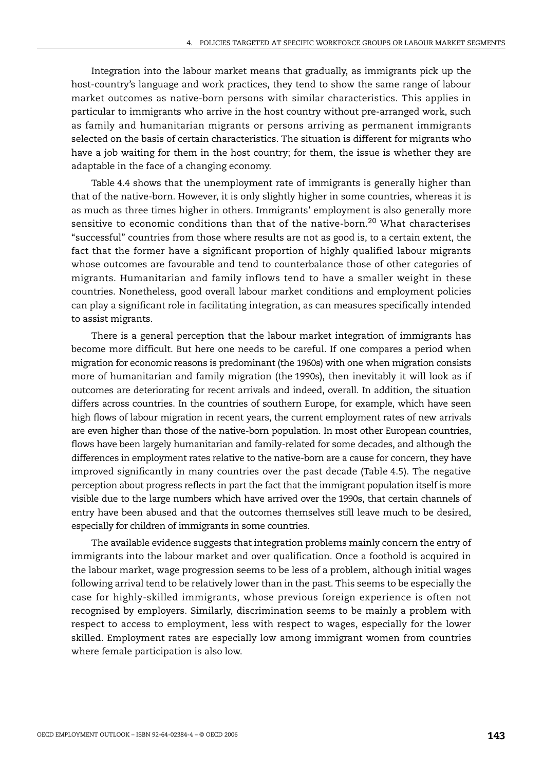Integration into the labour market means that gradually, as immigrants pick up the host-country's language and work practices, they tend to show the same range of labour market outcomes as native-born persons with similar characteristics. This applies in particular to immigrants who arrive in the host country without pre-arranged work, such as family and humanitarian migrants or persons arriving as permanent immigrants selected on the basis of certain characteristics. The situation is different for migrants who have a job waiting for them in the host country; for them, the issue is whether they are adaptable in the face of a changing economy.

Table 4.4 shows that the unemployment rate of immigrants is generally higher than that of the native-born. However, it is only slightly higher in some countries, whereas it is as much as three times higher in others. Immigrants' employment is also generally more sensitive to economic conditions than that of the native-born.[20] What characterises "successful" countries from those where results are not as good is, to a certain extent, the fact that the former have a significant proportion of highly qualified labour migrants whose outcomes are favourable and tend to counterbalance those of other categories of migrants. Humanitarian and family inflows tend to have a smaller weight in these countries. Nonetheless, good overall labour market conditions and employment policies can play a significant role in facilitating integration, as can measures specifically intended to assist migrants.

There is a general perception that the labour market integration of immigrants has become more difficult. But here one needs to be careful. If one compares a period when migration for economic reasons is predominant (the 1960s) with one when migration consists more of humanitarian and family migration (the 1990s), then inevitably it will look as if outcomes are deteriorating for recent arrivals and indeed, overall. In addition, the situation differs across countries. In the countries of southern Europe, for example, which have seen high flows of labour migration in recent years, the current employment rates of new arrivals are even higher than those of the native-born population. In most other European countries, flows have been largely humanitarian and family-related for some decades, and although the differences in employment rates relative to the native-born are a cause for concern, they have improved significantly in many countries over the past decade (Table 4.5). The negative perception about progress reflects in part the fact that the immigrant population itself is more visible due to the large numbers which have arrived over the 1990s, that certain channels of entry have been abused and that the outcomes themselves still leave much to be desired, especially for children of immigrants in some countries.

The available evidence suggests that integration problems mainly concern the entry of immigrants into the labour market and over qualification. Once a foothold is acquired in the labour market, wage progression seems to be less of a problem, although initial wages following arrival tend to be relatively lower than in the past. This seems to be especially the case for highly-skilled immigrants, whose previous foreign experience is often not recognised by employers. Similarly, discrimination seems to be mainly a problem with respect to access to employment, less with respect to wages, especially for the lower skilled. Employment rates are especially low among immigrant women from countries where female participation is also low.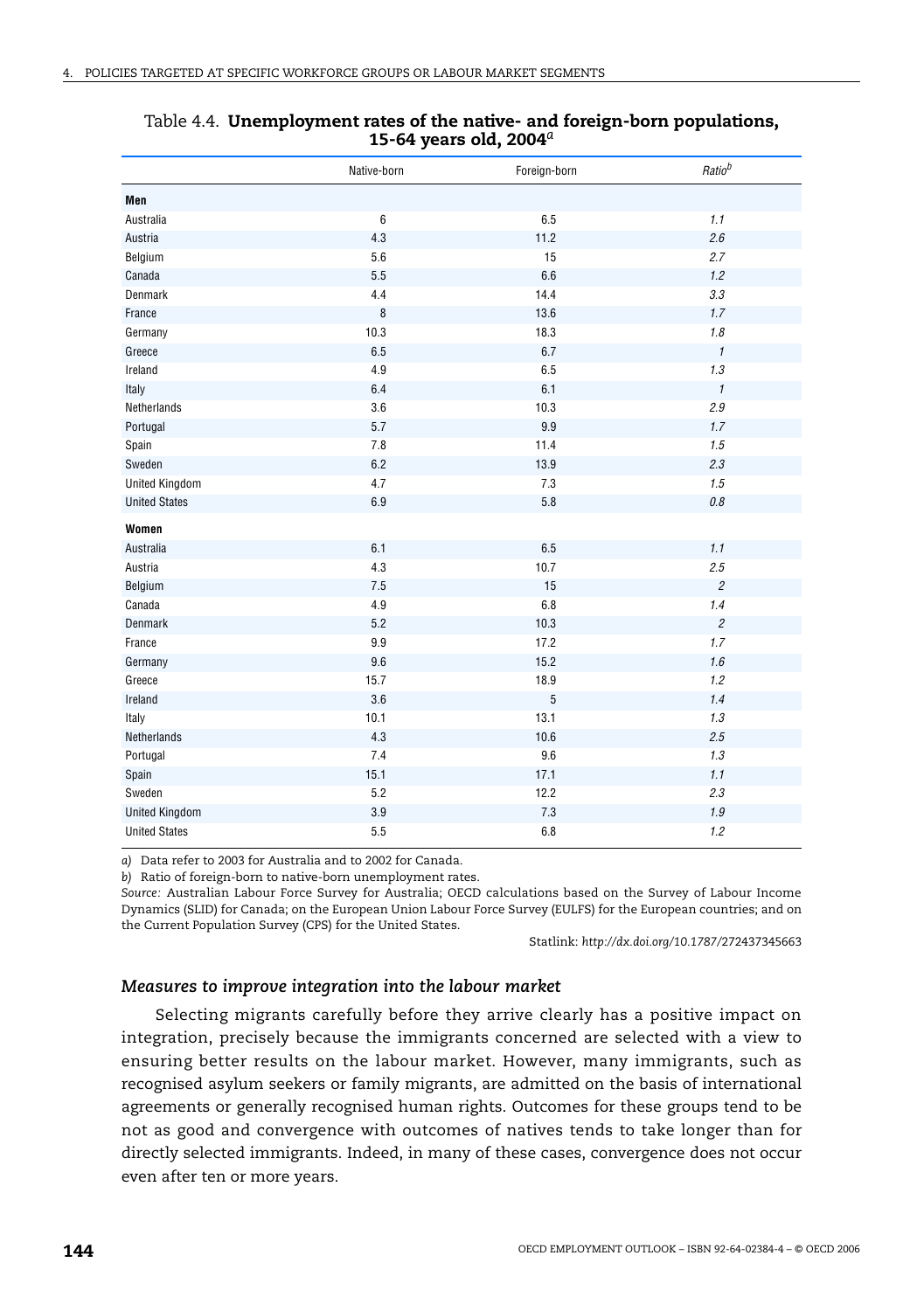Table 4.4. **Unemployment rates of the native- and foreign-born populations, 15-64 years old, 2004**[a]

| | Native-born | Foreign-born | *Ratio*[b] |
|---|---|---|---|
| **Men** | | | |
| Australia | 6 | 6.5 | *1.1* |
| Austria | 4.3 | 11.2 | *2.6* |
| Belgium | 5.6 | 15 | *2.7* |
| Canada | 5.5 | 6.6 | *1.2* |
| Denmark | 4.4 | 14.4 | *3.3* |
| France | 8 | 13.6 | *1.7* |
| Germany | 10.3 | 18.3 | *1.8* |
| Greece | 6.5 | 6.7 | *1* |
| Ireland | 4.9 | 6.5 | *1.3* |
| Italy | 6.4 | 6.1 | *1* |
| Netherlands | 3.6 | 10.3 | *2.9* |
| Portugal | 5.7 | 9.9 | *1.7* |
| Spain | 7.8 | 11.4 | *1.5* |
| Sweden | 6.2 | 13.9 | *2.3* |
| United Kingdom | 4.7 | 7.3 | *1.5* |
| United States | 6.9 | 5.8 | *0.8* |
| **Women** | | | |
| Australia | 6.1 | 6.5 | *1.1* |
| Austria | 4.3 | 10.7 | *2.5* |
| Belgium | 7.5 | 15 | *2* |
| Canada | 4.9 | 6.8 | *1.4* |
| Denmark | 5.2 | 10.3 | *2* |
| France | 9.9 | 17.2 | *1.7* |
| Germany | 9.6 | 15.2 | *1.6* |
| Greece | 15.7 | 18.9 | *1.2* |
| Ireland | 3.6 | 5 | *1.4* |
| Italy | 10.1 | 13.1 | *1.3* |
| Netherlands | 4.3 | 10.6 | *2.5* |
| Portugal | 7.4 | 9.6 | *1.3* |
| Spain | 15.1 | 17.1 | *1.1* |
| Sweden | 5.2 | 12.2 | *2.3* |
| United Kingdom | 3.9 | 7.3 | *1.9* |
| United States | 5.5 | 6.8 | *1.2* |

*a)* Data refer to 2003 for Australia and to 2002 for Canada.

*b)* Ratio of foreign-born to native-born unemployment rates.

*Source:* Australian Labour Force Survey for Australia; OECD calculations based on the Survey of Labour Income Dynamics (SLID) for Canada; on the European Union Labour Force Survey (EULFS) for the European countries; and on the Current Population Survey (CPS) for the United States.

Statlink: *http://dx.doi.org/10.1787/272437345663*

### *Measures to improve integration into the labour market*

Selecting migrants carefully before they arrive clearly has a positive impact on integration, precisely because the immigrants concerned are selected with a view to ensuring better results on the labour market. However, many immigrants, such as recognised asylum seekers or family migrants, are admitted on the basis of international agreements or generally recognised human rights. Outcomes for these groups tend to be not as good and convergence with outcomes of natives tends to take longer than for directly selected immigrants. Indeed, in many of these cases, convergence does not occur even after ten or more years.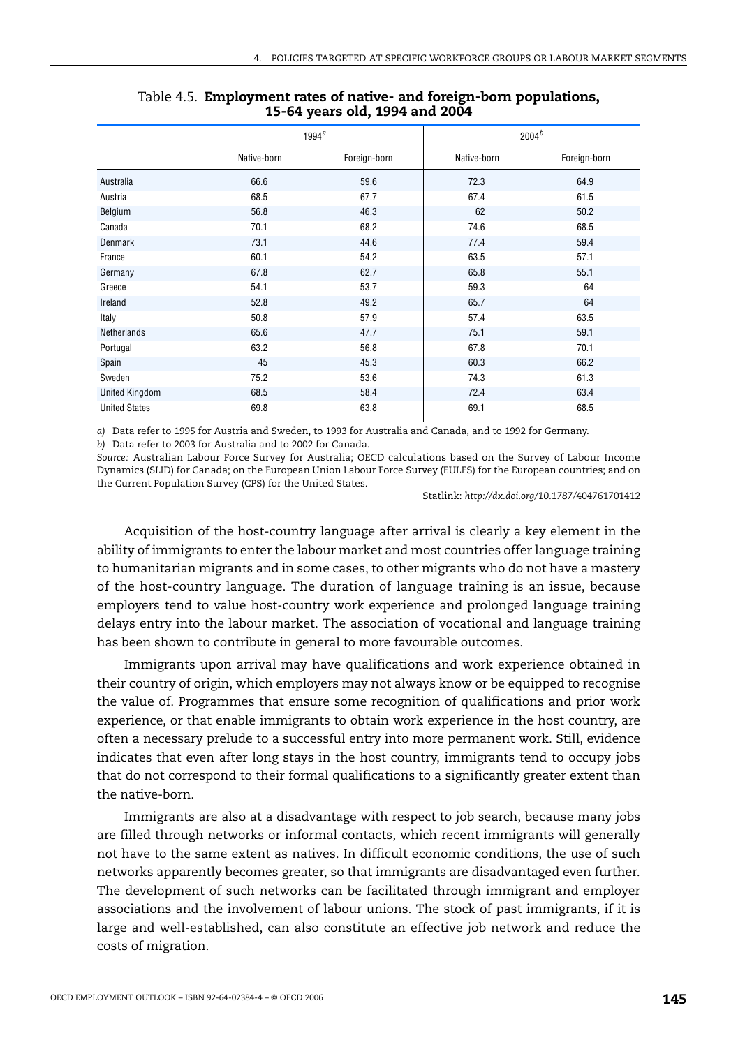Table 4.5. **Employment rates of native- and foreign-born populations, 15-64 years old, 1994 and 2004**

| | 1994[a] | | 2004[b] | |
|---|---|---|---|---|
| | Native-born | Foreign-born | Native-born | Foreign-born |
| Australia | 66.6 | 59.6 | 72.3 | 64.9 |
| Austria | 68.5 | 67.7 | 67.4 | 61.5 |
| Belgium | 56.8 | 46.3 | 62 | 50.2 |
| Canada | 70.1 | 68.2 | 74.6 | 68.5 |
| Denmark | 73.1 | 44.6 | 77.4 | 59.4 |
| France | 60.1 | 54.2 | 63.5 | 57.1 |
| Germany | 67.8 | 62.7 | 65.8 | 55.1 |
| Greece | 54.1 | 53.7 | 59.3 | 64 |
| Ireland | 52.8 | 49.2 | 65.7 | 64 |
| Italy | 50.8 | 57.9 | 57.4 | 63.5 |
| Netherlands | 65.6 | 47.7 | 75.1 | 59.1 |
| Portugal | 63.2 | 56.8 | 67.8 | 70.1 |
| Spain | 45 | 45.3 | 60.3 | 66.2 |
| Sweden | 75.2 | 53.6 | 74.3 | 61.3 |
| United Kingdom | 68.5 | 58.4 | 72.4 | 63.4 |
| United States | 69.8 | 63.8 | 69.1 | 68.5 |

*a)* Data refer to 1995 for Austria and Sweden, to 1993 for Australia and Canada, and to 1992 for Germany.

*b)* Data refer to 2003 for Australia and to 2002 for Canada.

*Source:* Australian Labour Force Survey for Australia; OECD calculations based on the Survey of Labour Income Dynamics (SLID) for Canada; on the European Union Labour Force Survey (EULFS) for the European countries; and on the Current Population Survey (CPS) for the United States.

Statlink: *http://dx.doi.org/10.1787/404761701412*

Acquisition of the host-country language after arrival is clearly a key element in the ability of immigrants to enter the labour market and most countries offer language training to humanitarian migrants and in some cases, to other migrants who do not have a mastery of the host-country language. The duration of language training is an issue, because employers tend to value host-country work experience and prolonged language training delays entry into the labour market. The association of vocational and language training has been shown to contribute in general to more favourable outcomes.

Immigrants upon arrival may have qualifications and work experience obtained in their country of origin, which employers may not always know or be equipped to recognise the value of. Programmes that ensure some recognition of qualifications and prior work experience, or that enable immigrants to obtain work experience in the host country, are often a necessary prelude to a successful entry into more permanent work. Still, evidence indicates that even after long stays in the host country, immigrants tend to occupy jobs that do not correspond to their formal qualifications to a significantly greater extent than the native-born.

Immigrants are also at a disadvantage with respect to job search, because many jobs are filled through networks or informal contacts, which recent immigrants will generally not have to the same extent as natives. In difficult economic conditions, the use of such networks apparently becomes greater, so that immigrants are disadvantaged even further. The development of such networks can be facilitated through immigrant and employer associations and the involvement of labour unions. The stock of past immigrants, if it is large and well-established, can also constitute an effective job network and reduce the costs of migration.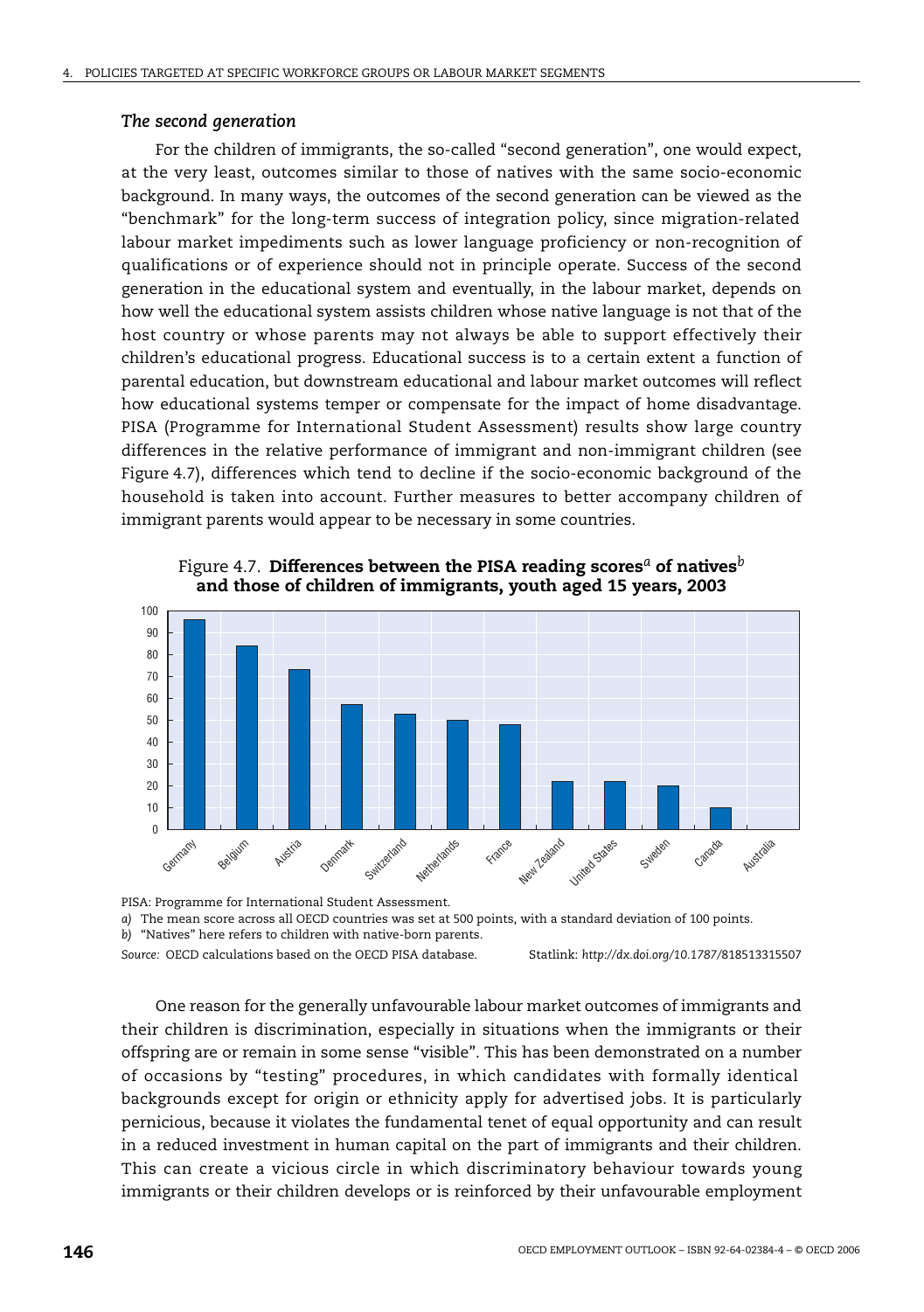### *The second generation*

For the children of immigrants, the so-called "second generation", one would expect, at the very least, outcomes similar to those of natives with the same socio-economic background. In many ways, the outcomes of the second generation can be viewed as the "benchmark" for the long-term success of integration policy, since migration-related labour market impediments such as lower language proficiency or non-recognition of qualifications or of experience should not in principle operate. Success of the second generation in the educational system and eventually, in the labour market, depends on how well the educational system assists children whose native language is not that of the host country or whose parents may not always be able to support effectively their children's educational progress. Educational success is to a certain extent a function of parental education, but downstream educational and labour market outcomes will reflect how educational systems temper or compensate for the impact of home disadvantage. PISA (Programme for International Student Assessment) results show large country differences in the relative performance of immigrant and non-immigrant children (see Figure 4.7), differences which tend to decline if the socio-economic background of the household is taken into account. Further measures to better accompany children of immigrant parents would appear to be necessary in some countries.

Figure 4.7. **Differences between the PISA reading scores[a] of natives[b] and those of children of immigrants, youth aged 15 years, 2003**

| Country | Difference |
|---|---|
| Germany | 96 |
| Belgium | 84 |
| Austria | 73 |
| Denmark | 57 |
| Switzerland | 53 |
| Netherlands | 50 |
| France | 48 |
| New Zealand | 22 |
| United States | 22 |
| Sweden | 20 |
| Canada | 10 |
| Australia | 0 |

PISA: Programme for International Student Assessment.

*a)* The mean score across all OECD countries was set at 500 points, with a standard deviation of 100 points.

*b)* "Natives" here refers to children with native-born parents.

*Source:* OECD calculations based on the OECD PISA database. Statlink: *http://dx.doi.org/10.1787/818513315507*

One reason for the generally unfavourable labour market outcomes of immigrants and their children is discrimination, especially in situations when the immigrants or their offspring are or remain in some sense "visible". This has been demonstrated on a number of occasions by "testing" procedures, in which candidates with formally identical backgrounds except for origin or ethnicity apply for advertised jobs. It is particularly pernicious, because it violates the fundamental tenet of equal opportunity and can result in a reduced investment in human capital on the part of immigrants and their children. This can create a vicious circle in which discriminatory behaviour towards young immigrants or their children develops or is reinforced by their unfavourable employment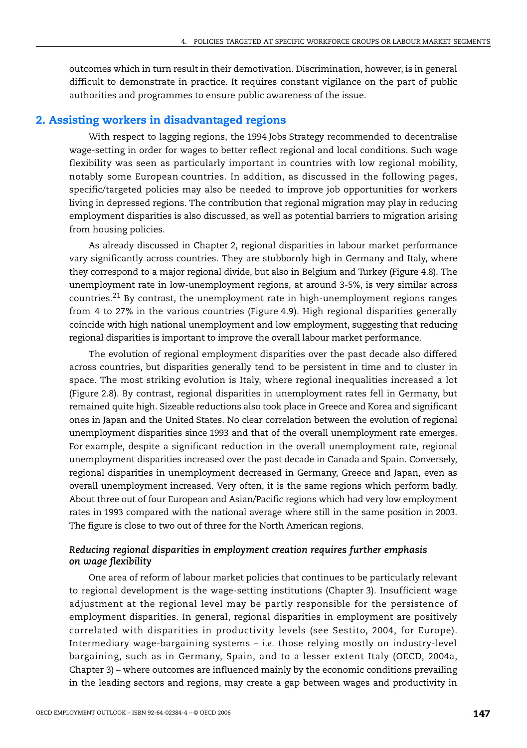outcomes which in turn result in their demotivation. Discrimination, however, is in general difficult to demonstrate in practice. It requires constant vigilance on the part of public authorities and programmes to ensure public awareness of the issue.

## 2. Assisting workers in disadvantaged regions

With respect to lagging regions, the 1994 Jobs Strategy recommended to decentralise wage-setting in order for wages to better reflect regional and local conditions. Such wage flexibility was seen as particularly important in countries with low regional mobility, notably some European countries. In addition, as discussed in the following pages, specific/targeted policies may also be needed to improve job opportunities for workers living in depressed regions. The contribution that regional migration may play in reducing employment disparities is also discussed, as well as potential barriers to migration arising from housing policies.

As already discussed in Chapter 2, regional disparities in labour market performance vary significantly across countries. They are stubbornly high in Germany and Italy, where they correspond to a major regional divide, but also in Belgium and Turkey (Figure 4.8). The unemployment rate in low-unemployment regions, at around 3-5%, is very similar across countries.[21] By contrast, the unemployment rate in high-unemployment regions ranges from 4 to 27% in the various countries (Figure 4.9). High regional disparities generally coincide with high national unemployment and low employment, suggesting that reducing regional disparities is important to improve the overall labour market performance.

The evolution of regional employment disparities over the past decade also differed across countries, but disparities generally tend to be persistent in time and to cluster in space. The most striking evolution is Italy, where regional inequalities increased a lot (Figure 2.8). By contrast, regional disparities in unemployment rates fell in Germany, but remained quite high. Sizeable reductions also took place in Greece and Korea and significant ones in Japan and the United States. No clear correlation between the evolution of regional unemployment disparities since 1993 and that of the overall unemployment rate emerges. For example, despite a significant reduction in the overall unemployment rate, regional unemployment disparities increased over the past decade in Canada and Spain. Conversely, regional disparities in unemployment decreased in Germany, Greece and Japan, even as overall unemployment increased. Very often, it is the same regions which perform badly. About three out of four European and Asian/Pacific regions which had very low employment rates in 1993 compared with the national average where still in the same position in 2003. The figure is close to two out of three for the North American regions.

### *Reducing regional disparities in employment creation requires further emphasis on wage flexibility*

One area of reform of labour market policies that continues to be particularly relevant to regional development is the wage-setting institutions (Chapter 3). Insufficient wage adjustment at the regional level may be partly responsible for the persistence of employment disparities. In general, regional disparities in employment are positively correlated with disparities in productivity levels (see Sestito, 2004, for Europe). Intermediary wage-bargaining systems – *i.e.* those relying mostly on industry-level bargaining, such as in Germany, Spain, and to a lesser extent Italy (OECD, 2004a, Chapter 3) – where outcomes are influenced mainly by the economic conditions prevailing in the leading sectors and regions, may create a gap between wages and productivity in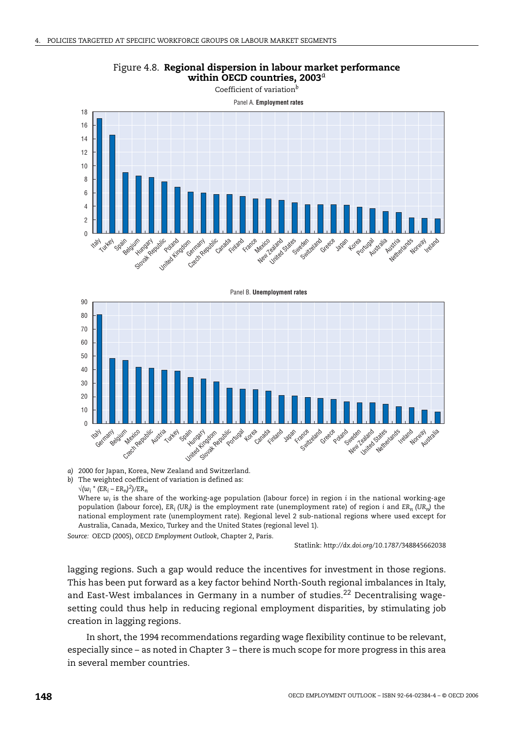Figure 4.8. **Regional dispersion in labour market performance within OECD countries, 2003**[a]

Coefficient of variation[b]

Panel A. **Employment rates**

Panel B. **Unemployment rates**

*a)* 2000 for Japan, Korea, New Zealand and Switzerland.

*b)* The weighted coefficient of variation is defined as:

$\sqrt{(w_i * (ER_i - ER_n)^2)}/ER_n$

Where $w_i$ is the share of the working-age population (labour force) in region $i$ in the national working-age population (labour force), $ER_i$ ($UR_i$) is the employment rate (unemployment rate) of region $i$ and $ER_n$ ($UR_n$) the national employment rate (unemployment rate). Regional level 2 sub-national regions where used except for Australia, Canada, Mexico, Turkey and the United States (regional level 1).

*Source:* OECD (2005), *OECD Employment Outlook*, Chapter 2, Paris.

Statlink: *http://dx.doi.org/10.1787/348845662038*

lagging regions. Such a gap would reduce the incentives for investment in those regions. This has been put forward as a key factor behind North-South regional imbalances in Italy, and East-West imbalances in Germany in a number of studies.[22] Decentralising wage-setting could thus help in reducing regional employment disparities, by stimulating job creation in lagging regions.

In short, the 1994 recommendations regarding wage flexibility continue to be relevant, especially since – as noted in Chapter 3 – there is much scope for more progress in this area in several member countries.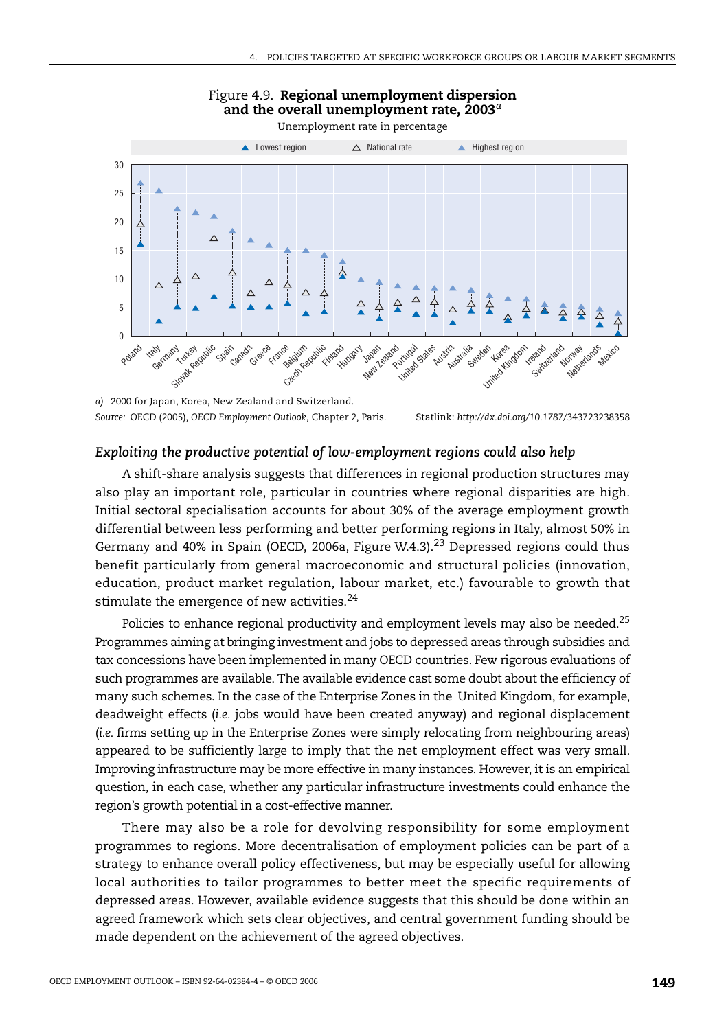Figure 4.9. **Regional unemployment dispersion and the overall unemployment rate, 2003**[a]

Unemployment rate in percentage

*a)* 2000 for Japan, Korea, New Zealand and Switzerland.

*Source:* OECD (2005), *OECD Employment Outlook*, Chapter 2, Paris. Statlink: *http://dx.doi.org/10.1787/343723238358*

### *Exploiting the productive potential of low-employment regions could also help*

A shift-share analysis suggests that differences in regional production structures may also play an important role, particular in countries where regional disparities are high. Initial sectoral specialisation accounts for about 30% of the average employment growth differential between less performing and better performing regions in Italy, almost 50% in Germany and 40% in Spain (OECD, 2006a, Figure W.4.3).[23] Depressed regions could thus benefit particularly from general macroeconomic and structural policies (innovation, education, product market regulation, labour market, etc.) favourable to growth that stimulate the emergence of new activities.[24]

Policies to enhance regional productivity and employment levels may also be needed.[25] Programmes aiming at bringing investment and jobs to depressed areas through subsidies and tax concessions have been implemented in many OECD countries. Few rigorous evaluations of such programmes are available. The available evidence cast some doubt about the efficiency of many such schemes. In the case of the Enterprise Zones in the United Kingdom, for example, deadweight effects (*i.e.* jobs would have been created anyway) and regional displacement (*i.e.* firms setting up in the Enterprise Zones were simply relocating from neighbouring areas) appeared to be sufficiently large to imply that the net employment effect was very small. Improving infrastructure may be more effective in many instances. However, it is an empirical question, in each case, whether any particular infrastructure investments could enhance the region's growth potential in a cost-effective manner.

There may also be a role for devolving responsibility for some employment programmes to regions. More decentralisation of employment policies can be part of a strategy to enhance overall policy effectiveness, but may be especially useful for allowing local authorities to tailor programmes to better meet the specific requirements of depressed areas. However, available evidence suggests that this should be done within an agreed framework which sets clear objectives, and central government funding should be made dependent on the achievement of the agreed objectives.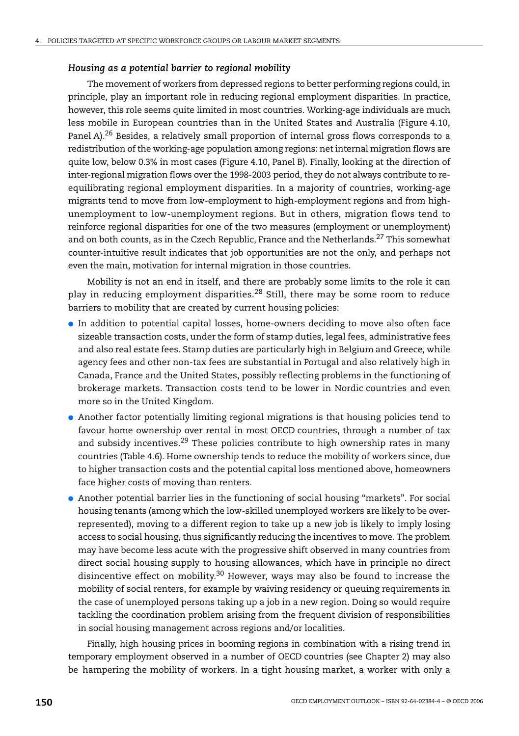### *Housing as a potential barrier to regional mobility*

The movement of workers from depressed regions to better performing regions could, in principle, play an important role in reducing regional employment disparities. In practice, however, this role seems quite limited in most countries. Working-age individuals are much less mobile in European countries than in the United States and Australia (Figure 4.10, Panel A).[26] Besides, a relatively small proportion of internal gross flows corresponds to a redistribution of the working-age population among regions: net internal migration flows are quite low, below 0.3% in most cases (Figure 4.10, Panel B). Finally, looking at the direction of inter-regional migration flows over the 1998-2003 period, they do not always contribute to re-equilibrating regional employment disparities. In a majority of countries, working-age migrants tend to move from low-employment to high-employment regions and from high-unemployment to low-unemployment regions. But in others, migration flows tend to reinforce regional disparities for one of the two measures (employment or unemployment) and on both counts, as in the Czech Republic, France and the Netherlands.[27] This somewhat counter-intuitive result indicates that job opportunities are not the only, and perhaps not even the main, motivation for internal migration in those countries.

Mobility is not an end in itself, and there are probably some limits to the role it can play in reducing employment disparities.[28] Still, there may be some room to reduce barriers to mobility that are created by current housing policies:

- In addition to potential capital losses, home-owners deciding to move also often face sizeable transaction costs, under the form of stamp duties, legal fees, administrative fees and also real estate fees. Stamp duties are particularly high in Belgium and Greece, while agency fees and other non-tax fees are substantial in Portugal and also relatively high in Canada, France and the United States, possibly reflecting problems in the functioning of brokerage markets. Transaction costs tend to be lower in Nordic countries and even more so in the United Kingdom.
- Another factor potentially limiting regional migrations is that housing policies tend to favour home ownership over rental in most OECD countries, through a number of tax and subsidy incentives.[29] These policies contribute to high ownership rates in many countries (Table 4.6). Home ownership tends to reduce the mobility of workers since, due to higher transaction costs and the potential capital loss mentioned above, homeowners face higher costs of moving than renters.
- Another potential barrier lies in the functioning of social housing "markets". For social housing tenants (among which the low-skilled unemployed workers are likely to be over-represented), moving to a different region to take up a new job is likely to imply losing access to social housing, thus significantly reducing the incentives to move. The problem may have become less acute with the progressive shift observed in many countries from direct social housing supply to housing allowances, which have in principle no direct disincentive effect on mobility.[30] However, ways may also be found to increase the mobility of social renters, for example by waiving residency or queuing requirements in the case of unemployed persons taking up a job in a new region. Doing so would require tackling the coordination problem arising from the frequent division of responsibilities in social housing management across regions and/or localities.

Finally, high housing prices in booming regions in combination with a rising trend in temporary employment observed in a number of OECD countries (see Chapter 2) may also be hampering the mobility of workers. In a tight housing market, a worker with only a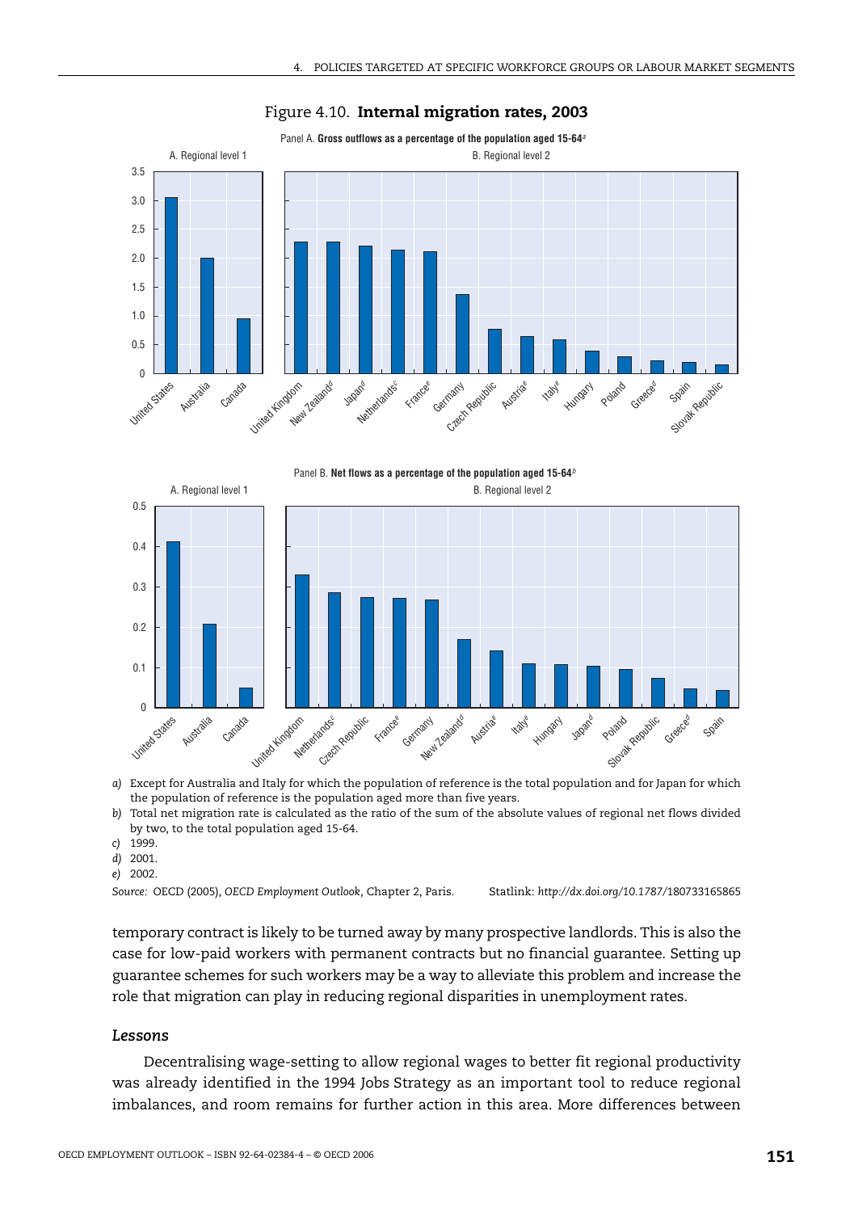Figure 4.10. **Internal migration rates, 2003**

Panel A. **Gross outflows as a percentage of the population aged 15-64**[a]

A. Regional level 1 — United States, Australia, Canada

B. Regional level 2 — United Kingdom, New Zealand[d], Japan[d], Netherlands[c], France[e], Germany, Czech Republic, Austria[e], Italy[e], Hungary, Poland, Greece[d], Spain, Slovak Republic

Panel B. **Net flows as a percentage of the population aged 15-64**[b]

A. Regional level 1 — United States, Australia, Canada

B. Regional level 2 — United Kingdom, Netherlands[c], Czech Republic, France[e], Germany, New Zealand[d], Austria[e], Italy[e], Hungary, Japan[d], Poland, Slovak Republic, Greece[d], Spain

*a)* Except for Australia and Italy for which the population of reference is the total population and for Japan for which the population of reference is the population aged more than five years.

*b)* Total net migration rate is calculated as the ratio of the sum of the absolute values of regional net flows divided by two, to the total population aged 15-64.

*c)* 1999.

*d)* 2001.

*e)* 2002.

*Source:* OECD (2005), *OECD Employment Outlook*, Chapter 2, Paris. Statlink: *http://dx.doi.org/10.1787/180733165865*

temporary contract is likely to be turned away by many prospective landlords. This is also the case for low-paid workers with permanent contracts but no financial guarantee. Setting up guarantee schemes for such workers may be a way to alleviate this problem and increase the role that migration can play in reducing regional disparities in unemployment rates.

### *Lessons*

Decentralising wage-setting to allow regional wages to better fit regional productivity was already identified in the 1994 Jobs Strategy as an important tool to reduce regional imbalances, and room remains for further action in this area. More differences between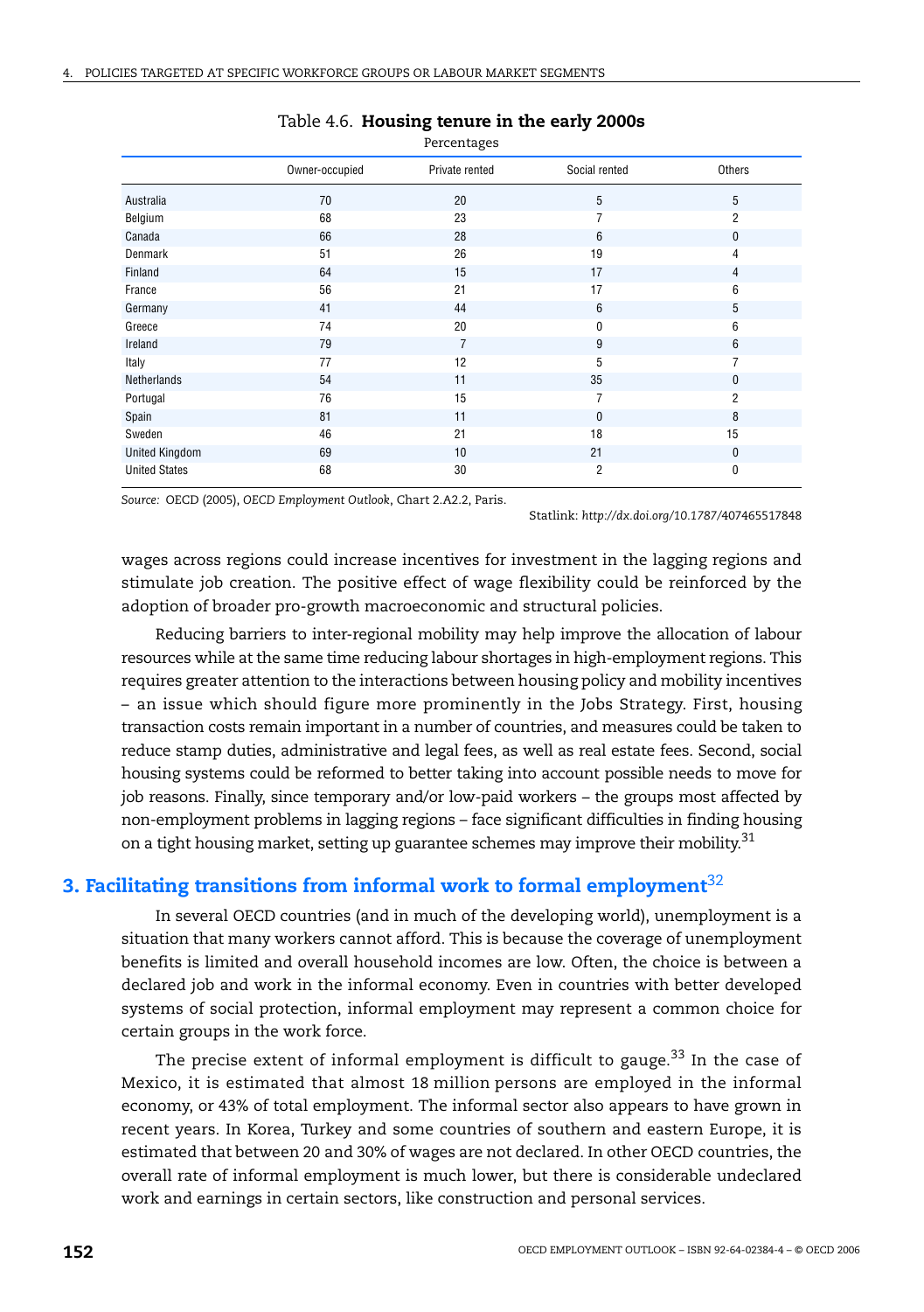Table 4.6. **Housing tenure in the early 2000s**

Percentages

| | Owner-occupied | Private rented | Social rented | Others |
|---|---|---|---|---|
| Australia | 70 | 20 | 5 | 5 |
| Belgium | 68 | 23 | 7 | 2 |
| Canada | 66 | 28 | 6 | 0 |
| Denmark | 51 | 26 | 19 | 4 |
| Finland | 64 | 15 | 17 | 4 |
| France | 56 | 21 | 17 | 6 |
| Germany | 41 | 44 | 6 | 5 |
| Greece | 74 | 20 | 0 | 6 |
| Ireland | 79 | 7 | 9 | 6 |
| Italy | 77 | 12 | 5 | 7 |
| Netherlands | 54 | 11 | 35 | 0 |
| Portugal | 76 | 15 | 7 | 2 |
| Spain | 81 | 11 | 0 | 8 |
| Sweden | 46 | 21 | 18 | 15 |
| United Kingdom | 69 | 10 | 21 | 0 |
| United States | 68 | 30 | 2 | 0 |

*Source:* OECD (2005), *OECD Employment Outlook*, Chart 2.A2.2, Paris.

Statlink: *http://dx.doi.org/10.1787/407465517848*

wages across regions could increase incentives for investment in the lagging regions and stimulate job creation. The positive effect of wage flexibility could be reinforced by the adoption of broader pro-growth macroeconomic and structural policies.

Reducing barriers to inter-regional mobility may help improve the allocation of labour resources while at the same time reducing labour shortages in high-employment regions. This requires greater attention to the interactions between housing policy and mobility incentives – an issue which should figure more prominently in the Jobs Strategy. First, housing transaction costs remain important in a number of countries, and measures could be taken to reduce stamp duties, administrative and legal fees, as well as real estate fees. Second, social housing systems could be reformed to better taking into account possible needs to move for job reasons. Finally, since temporary and/or low-paid workers – the groups most affected by non-employment problems in lagging regions – face significant difficulties in finding housing on a tight housing market, setting up guarantee schemes may improve their mobility.[31]

## 3. Facilitating transitions from informal work to formal employment[32]

In several OECD countries (and in much of the developing world), unemployment is a situation that many workers cannot afford. This is because the coverage of unemployment benefits is limited and overall household incomes are low. Often, the choice is between a declared job and work in the informal economy. Even in countries with better developed systems of social protection, informal employment may represent a common choice for certain groups in the work force.

The precise extent of informal employment is difficult to gauge.[33] In the case of Mexico, it is estimated that almost 18 million persons are employed in the informal economy, or 43% of total employment. The informal sector also appears to have grown in recent years. In Korea, Turkey and some countries of southern and eastern Europe, it is estimated that between 20 and 30% of wages are not declared. In other OECD countries, the overall rate of informal employment is much lower, but there is considerable undeclared work and earnings in certain sectors, like construction and personal services.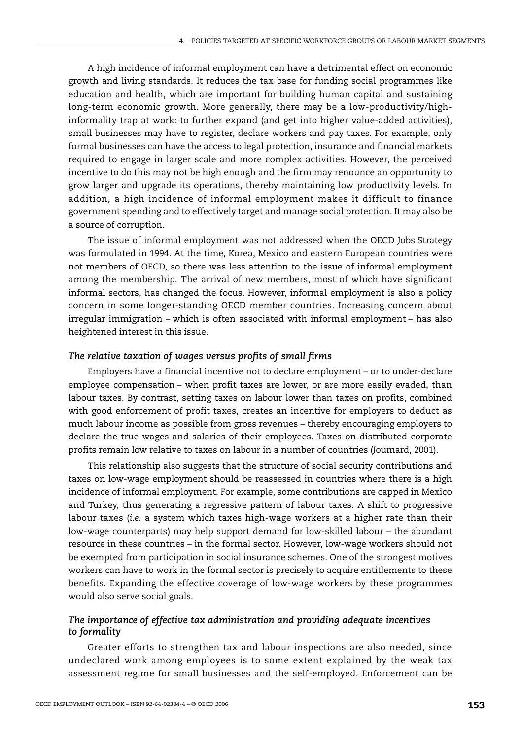A high incidence of informal employment can have a detrimental effect on economic growth and living standards. It reduces the tax base for funding social programmes like education and health, which are important for building human capital and sustaining long-term economic growth. More generally, there may be a low-productivity/high-informality trap at work: to further expand (and get into higher value-added activities), small businesses may have to register, declare workers and pay taxes. For example, only formal businesses can have the access to legal protection, insurance and financial markets required to engage in larger scale and more complex activities. However, the perceived incentive to do this may not be high enough and the firm may renounce an opportunity to grow larger and upgrade its operations, thereby maintaining low productivity levels. In addition, a high incidence of informal employment makes it difficult to finance government spending and to effectively target and manage social protection. It may also be a source of corruption.

The issue of informal employment was not addressed when the OECD Jobs Strategy was formulated in 1994. At the time, Korea, Mexico and eastern European countries were not members of OECD, so there was less attention to the issue of informal employment among the membership. The arrival of new members, most of which have significant informal sectors, has changed the focus. However, informal employment is also a policy concern in some longer-standing OECD member countries. Increasing concern about irregular immigration – which is often associated with informal employment – has also heightened interest in this issue.

### *The relative taxation of wages versus profits of small firms*

Employers have a financial incentive not to declare employment – or to under-declare employee compensation – when profit taxes are lower, or are more easily evaded, than labour taxes. By contrast, setting taxes on labour lower than taxes on profits, combined with good enforcement of profit taxes, creates an incentive for employers to deduct as much labour income as possible from gross revenues – thereby encouraging employers to declare the true wages and salaries of their employees. Taxes on distributed corporate profits remain low relative to taxes on labour in a number of countries (Joumard, 2001).

This relationship also suggests that the structure of social security contributions and taxes on low-wage employment should be reassessed in countries where there is a high incidence of informal employment. For example, some contributions are capped in Mexico and Turkey, thus generating a regressive pattern of labour taxes. A shift to progressive labour taxes (*i.e.* a system which taxes high-wage workers at a higher rate than their low-wage counterparts) may help support demand for low-skilled labour – the abundant resource in these countries – in the formal sector. However, low-wage workers should not be exempted from participation in social insurance schemes. One of the strongest motives workers can have to work in the formal sector is precisely to acquire entitlements to these benefits. Expanding the effective coverage of low-wage workers by these programmes would also serve social goals.

### *The importance of effective tax administration and providing adequate incentives to formality*

Greater efforts to strengthen tax and labour inspections are also needed, since undeclared work among employees is to some extent explained by the weak tax assessment regime for small businesses and the self-employed. Enforcement can be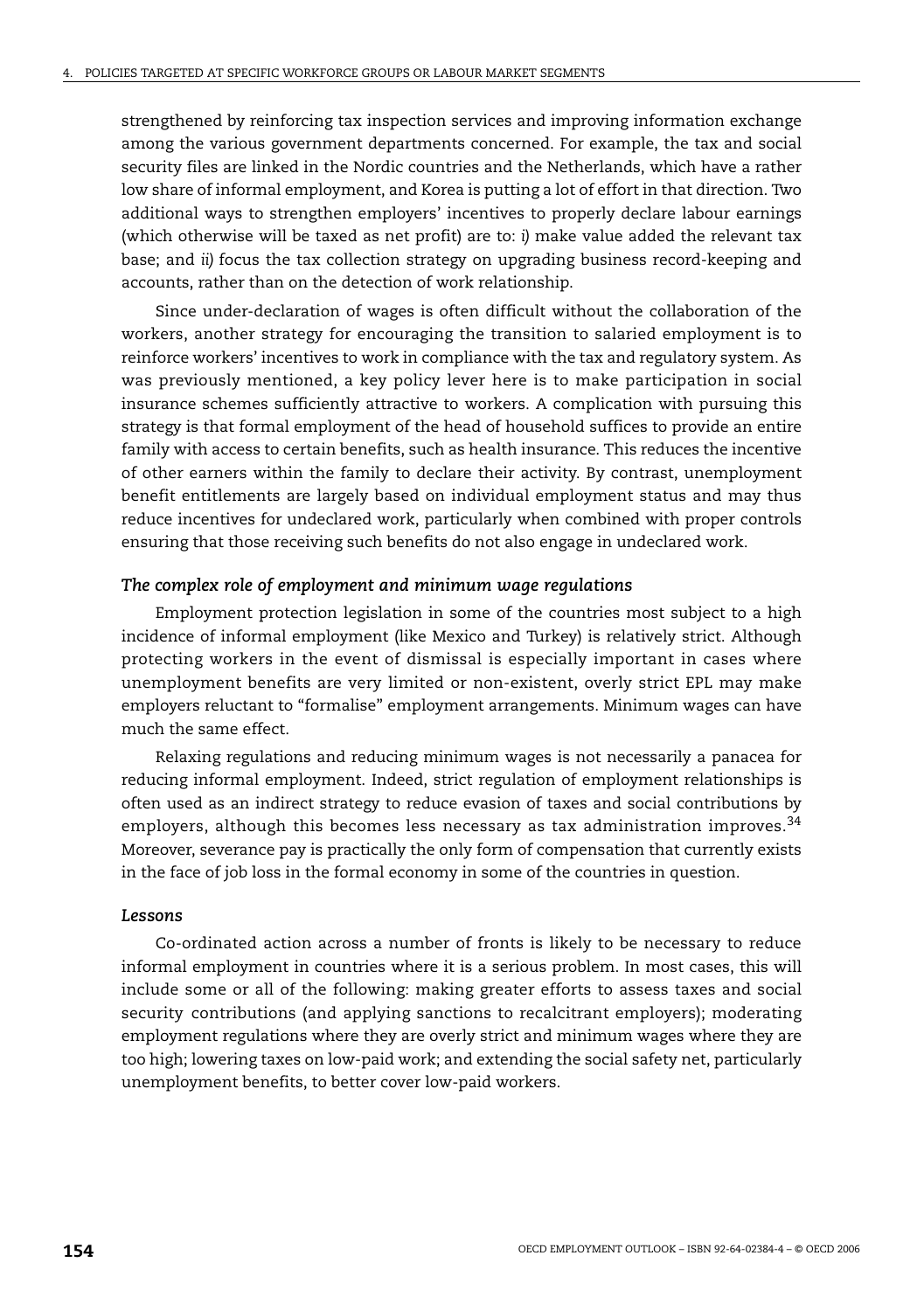strengthened by reinforcing tax inspection services and improving information exchange among the various government departments concerned. For example, the tax and social security files are linked in the Nordic countries and the Netherlands, which have a rather low share of informal employment, and Korea is putting a lot of effort in that direction. Two additional ways to strengthen employers' incentives to properly declare labour earnings (which otherwise will be taxed as net profit) are to: *i)* make value added the relevant tax base; and *ii)* focus the tax collection strategy on upgrading business record-keeping and accounts, rather than on the detection of work relationship.

Since under-declaration of wages is often difficult without the collaboration of the workers, another strategy for encouraging the transition to salaried employment is to reinforce workers' incentives to work in compliance with the tax and regulatory system. As was previously mentioned, a key policy lever here is to make participation in social insurance schemes sufficiently attractive to workers. A complication with pursuing this strategy is that formal employment of the head of household suffices to provide an entire family with access to certain benefits, such as health insurance. This reduces the incentive of other earners within the family to declare their activity. By contrast, unemployment benefit entitlements are largely based on individual employment status and may thus reduce incentives for undeclared work, particularly when combined with proper controls ensuring that those receiving such benefits do not also engage in undeclared work.

### *The complex role of employment and minimum wage regulations*

Employment protection legislation in some of the countries most subject to a high incidence of informal employment (like Mexico and Turkey) is relatively strict. Although protecting workers in the event of dismissal is especially important in cases where unemployment benefits are very limited or non-existent, overly strict EPL may make employers reluctant to "formalise" employment arrangements. Minimum wages can have much the same effect.

Relaxing regulations and reducing minimum wages is not necessarily a panacea for reducing informal employment. Indeed, strict regulation of employment relationships is often used as an indirect strategy to reduce evasion of taxes and social contributions by employers, although this becomes less necessary as tax administration improves.[34] Moreover, severance pay is practically the only form of compensation that currently exists in the face of job loss in the formal economy in some of the countries in question.

### *Lessons*

Co-ordinated action across a number of fronts is likely to be necessary to reduce informal employment in countries where it is a serious problem. In most cases, this will include some or all of the following: making greater efforts to assess taxes and social security contributions (and applying sanctions to recalcitrant employers); moderating employment regulations where they are overly strict and minimum wages where they are too high; lowering taxes on low-paid work; and extending the social safety net, particularly unemployment benefits, to better cover low-paid workers.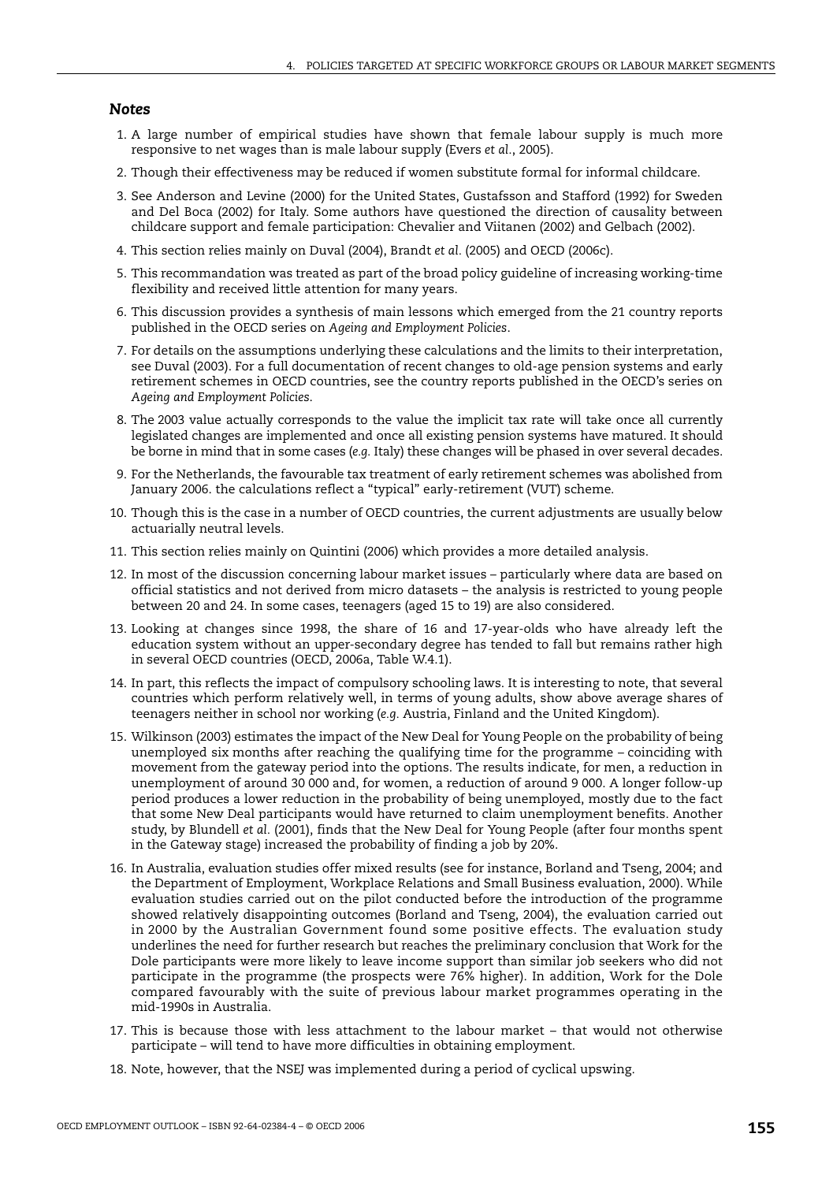### *Notes*

1. A large number of empirical studies have shown that female labour supply is much more responsive to net wages than is male labour supply (Evers *et al.*, 2005).
2. Though their effectiveness may be reduced if women substitute formal for informal childcare.
3. See Anderson and Levine (2000) for the United States, Gustafsson and Stafford (1992) for Sweden and Del Boca (2002) for Italy. Some authors have questioned the direction of causality between childcare support and female participation: Chevalier and Viitanen (2002) and Gelbach (2002).
4. This section relies mainly on Duval (2004), Brandt *et al.* (2005) and OECD (2006c).
5. This recommandation was treated as part of the broad policy guideline of increasing working-time flexibility and received little attention for many years.
6. This discussion provides a synthesis of main lessons which emerged from the 21 country reports published in the OECD series on *Ageing and Employment Policies*.
7. For details on the assumptions underlying these calculations and the limits to their interpretation, see Duval (2003). For a full documentation of recent changes to old-age pension systems and early retirement schemes in OECD countries, see the country reports published in the OECD's series on *Ageing and Employment Policies*.
8. The 2003 value actually corresponds to the value the implicit tax rate will take once all currently legislated changes are implemented and once all existing pension systems have matured. It should be borne in mind that in some cases (*e.g.* Italy) these changes will be phased in over several decades.
9. For the Netherlands, the favourable tax treatment of early retirement schemes was abolished from January 2006. the calculations reflect a "typical" early-retirement (VUT) scheme.
10. Though this is the case in a number of OECD countries, the current adjustments are usually below actuarially neutral levels.
11. This section relies mainly on Quintini (2006) which provides a more detailed analysis.
12. In most of the discussion concerning labour market issues – particularly where data are based on official statistics and not derived from micro datasets – the analysis is restricted to young people between 20 and 24. In some cases, teenagers (aged 15 to 19) are also considered.
13. Looking at changes since 1998, the share of 16 and 17-year-olds who have already left the education system without an upper-secondary degree has tended to fall but remains rather high in several OECD countries (OECD, 2006a, Table W.4.1).
14. In part, this reflects the impact of compulsory schooling laws. It is interesting to note, that several countries which perform relatively well, in terms of young adults, show above average shares of teenagers neither in school nor working (*e.g.* Austria, Finland and the United Kingdom).
15. Wilkinson (2003) estimates the impact of the New Deal for Young People on the probability of being unemployed six months after reaching the qualifying time for the programme – coinciding with movement from the gateway period into the options. The results indicate, for men, a reduction in unemployment of around 30 000 and, for women, a reduction of around 9 000. A longer follow-up period produces a lower reduction in the probability of being unemployed, mostly due to the fact that some New Deal participants would have returned to claim unemployment benefits. Another study, by Blundell *et al.* (2001), finds that the New Deal for Young People (after four months spent in the Gateway stage) increased the probability of finding a job by 20%.
16. In Australia, evaluation studies offer mixed results (see for instance, Borland and Tseng, 2004; and the Department of Employment, Workplace Relations and Small Business evaluation, 2000). While evaluation studies carried out on the pilot conducted before the introduction of the programme showed relatively disappointing outcomes (Borland and Tseng, 2004), the evaluation carried out in 2000 by the Australian Government found some positive effects. The evaluation study underlines the need for further research but reaches the preliminary conclusion that Work for the Dole participants were more likely to leave income support than similar job seekers who did not participate in the programme (the prospects were 76% higher). In addition, Work for the Dole compared favourably with the suite of previous labour market programmes operating in the mid-1990s in Australia.
17. This is because those with less attachment to the labour market – that would not otherwise participate – will tend to have more difficulties in obtaining employment.
18. Note, however, that the NSEJ was implemented during a period of cyclical upswing.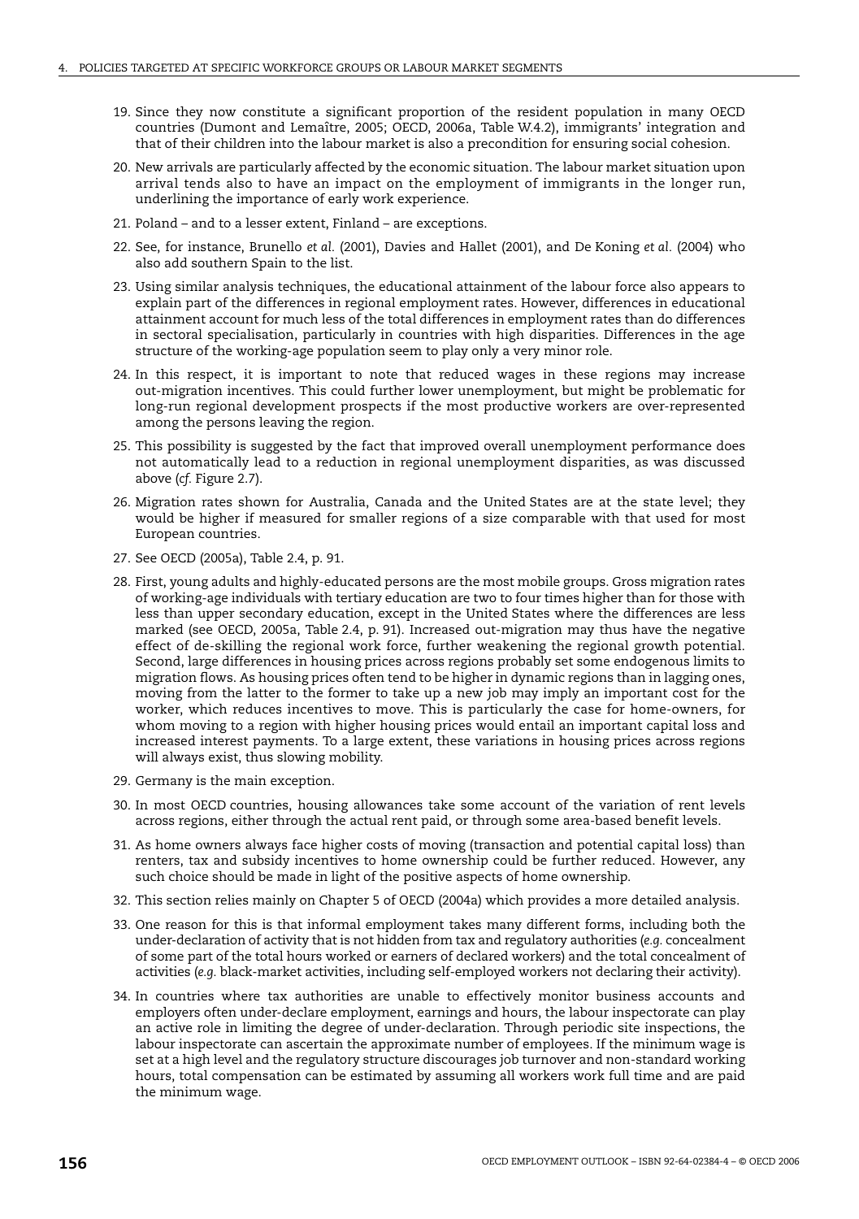19. Since they now constitute a significant proportion of the resident population in many OECD countries (Dumont and Lemaître, 2005; OECD, 2006a, Table W.4.2), immigrants' integration and that of their children into the labour market is also a precondition for ensuring social cohesion.

20. New arrivals are particularly affected by the economic situation. The labour market situation upon arrival tends also to have an impact on the employment of immigrants in the longer run, underlining the importance of early work experience.

21. Poland – and to a lesser extent, Finland – are exceptions.

22. See, for instance, Brunello *et al.* (2001), Davies and Hallet (2001), and De Koning *et al.* (2004) who also add southern Spain to the list.

23. Using similar analysis techniques, the educational attainment of the labour force also appears to explain part of the differences in regional employment rates. However, differences in educational attainment account for much less of the total differences in employment rates than do differences in sectoral specialisation, particularly in countries with high disparities. Differences in the age structure of the working-age population seem to play only a very minor role.

24. In this respect, it is important to note that reduced wages in these regions may increase out-migration incentives. This could further lower unemployment, but might be problematic for long-run regional development prospects if the most productive workers are over-represented among the persons leaving the region.

25. This possibility is suggested by the fact that improved overall unemployment performance does not automatically lead to a reduction in regional unemployment disparities, as was discussed above (*cf.* Figure 2.7).

26. Migration rates shown for Australia, Canada and the United States are at the state level; they would be higher if measured for smaller regions of a size comparable with that used for most European countries.

27. See OECD (2005a), Table 2.4, p. 91.

28. First, young adults and highly-educated persons are the most mobile groups. Gross migration rates of working-age individuals with tertiary education are two to four times higher than for those with less than upper secondary education, except in the United States where the differences are less marked (see OECD, 2005a, Table 2.4, p. 91). Increased out-migration may thus have the negative effect of de-skilling the regional work force, further weakening the regional growth potential. Second, large differences in housing prices across regions probably set some endogenous limits to migration flows. As housing prices often tend to be higher in dynamic regions than in lagging ones, moving from the latter to the former to take up a new job may imply an important cost for the worker, which reduces incentives to move. This is particularly the case for home-owners, for whom moving to a region with higher housing prices would entail an important capital loss and increased interest payments. To a large extent, these variations in housing prices across regions will always exist, thus slowing mobility.

29. Germany is the main exception.

30. In most OECD countries, housing allowances take some account of the variation of rent levels across regions, either through the actual rent paid, or through some area-based benefit levels.

31. As home owners always face higher costs of moving (transaction and potential capital loss) than renters, tax and subsidy incentives to home ownership could be further reduced. However, any such choice should be made in light of the positive aspects of home ownership.

32. This section relies mainly on Chapter 5 of OECD (2004a) which provides a more detailed analysis.

33. One reason for this is that informal employment takes many different forms, including both the under-declaration of activity that is not hidden from tax and regulatory authorities (*e.g.* concealment of some part of the total hours worked or earners of declared workers) and the total concealment of activities (*e.g.* black-market activities, including self-employed workers not declaring their activity).

34. In countries where tax authorities are unable to effectively monitor business accounts and employers often under-declare employment, earnings and hours, the labour inspectorate can play an active role in limiting the degree of under-declaration. Through periodic site inspections, the labour inspectorate can ascertain the approximate number of employees. If the minimum wage is set at a high level and the regulatory structure discourages job turnover and non-standard working hours, total compensation can be estimated by assuming all workers work full time and are paid the minimum wage.